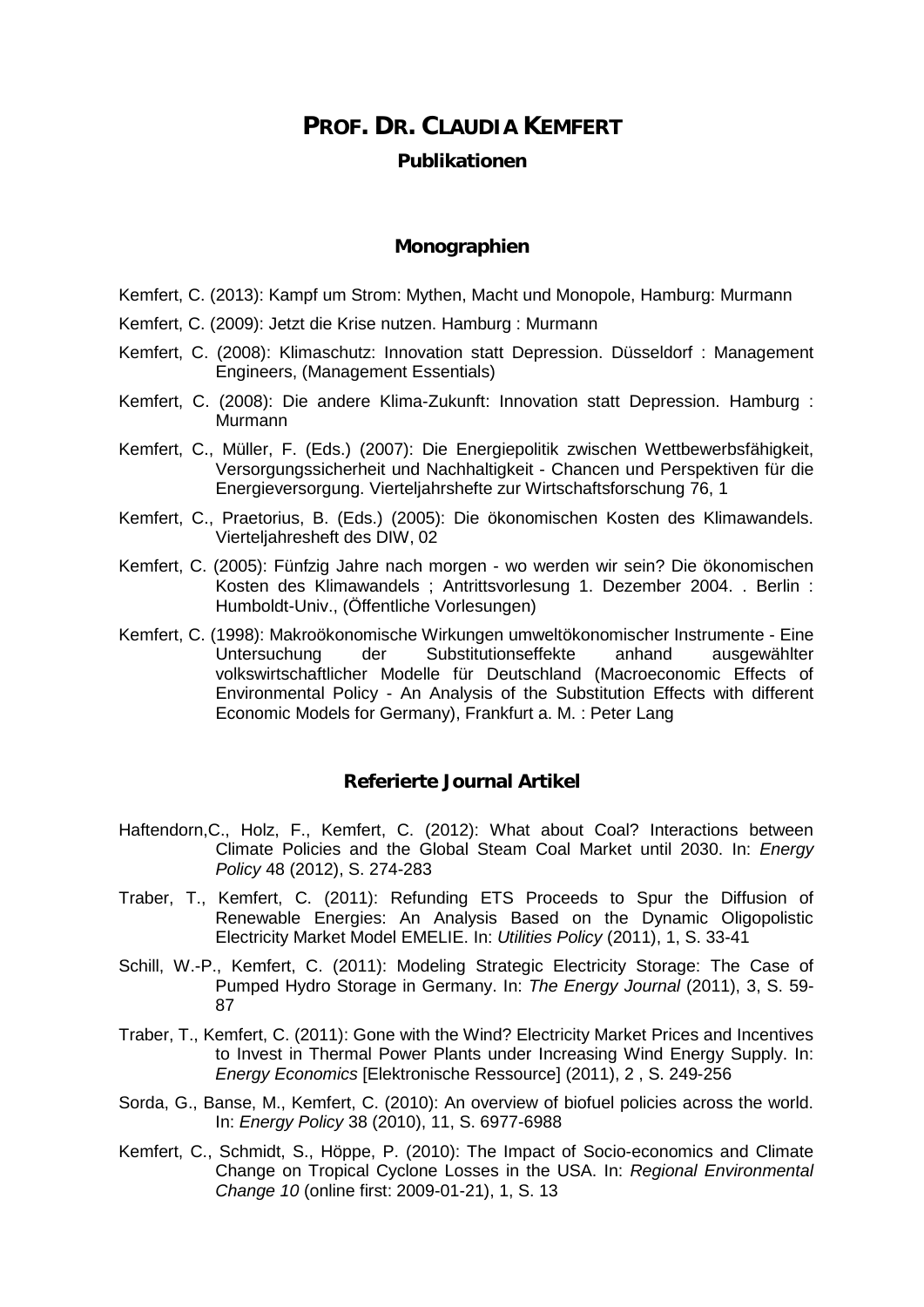# PROF. DR. CLAUDIA KEMFERT

**Publikationen**

## Monographien

Kemfert, C. (2013): Kampf um Strom: Mythen, Macht und Monopole, Hamburg: Murmann

Kemfert, C. (2009): Jetzt die Krise nutzen. Hamburg : Murmann

Kemfert, C. (2008): Klimaschutz: Innovation statt Depression. Düsseldorf : Management Engineers, (Management Essentials)

Kemfert, C. (2008): Die andere Klima-Zukunft: Innovation statt Depression. Hamburg : Murmann

Kemfert, C., Müller, F. (Eds.) (2007): Die Energiepolitik zwischen Wettbewerbsfähigkeit, Versorgungssicherheit und Nachhaltigkeit - Chancen und Perspektiven für die Energieversorgung. Vierteljahrshefte zur Wirtschaftsforschung 76, 1

Kemfert, C., Praetorius, B. (Eds.) (2005): Die ökonomischen Kosten des Klimawandels. Vierteljahresheft des DIW, 02

Kemfert, C. (2005): Fünfzig Jahre nach morgen - wo werden wir sein? Die ökonomischen Kosten des Klimawandels ; Antrittsvorlesung 1. Dezember 2004. . Berlin : Humboldt-Univ., (Öffentliche Vorlesungen)

Kemfert, C. (1998): Makroökonomische Wirkungen umweltökonomischer Instrumente - Eine Untersuchung der Substitutionseffekte anhand ausgewählter volkswirtschaftlicher Modelle für Deutschland (Macroeconomic Effects of Environmental Policy - An Analysis of the Substitution Effects with different Economic Models for Germany), Frankfurt a. M. : Peter Lang

## Referierte Journal Artikel

Haftendorn,C., Holz, F., Kemfert, C. (2012): What about Coal? Interactions between Climate Policies and the Global Steam Coal Market until 2030. In: *Energy Policy* 48 (2012), S. 274-283

Traber, T., Kemfert, C. (2011): Refunding ETS Proceeds to Spur the Diffusion of Renewable Energies: An Analysis Based on the Dynamic Oligopolistic Electricity Market Model EMELIE. In: *Utilities Policy* (2011), 1, S. 33-41

Schill, W.-P., Kemfert, C. (2011): Modeling Strategic Electricity Storage: The Case of Pumped Hydro Storage in Germany. In: *The Energy Journal* (2011), 3, S. 59-87

Traber, T., Kemfert, C. (2011): Gone with the Wind? Electricity Market Prices and Incentives to Invest in Thermal Power Plants under Increasing Wind Energy Supply. In: *Energy Economics* [Elektronische Ressource] (2011), 2 , S. 249-256

Sorda, G., Banse, M., Kemfert, C. (2010): An overview of biofuel policies across the world. In: *Energy Policy* 38 (2010), 11, S. 6977-6988

Kemfert, C., Schmidt, S., Höppe, P. (2010): The Impact of Socio-economics and Climate Change on Tropical Cyclone Losses in the USA. In: *Regional Environmental Change 10* (online first: 2009-01-21), 1, S. 13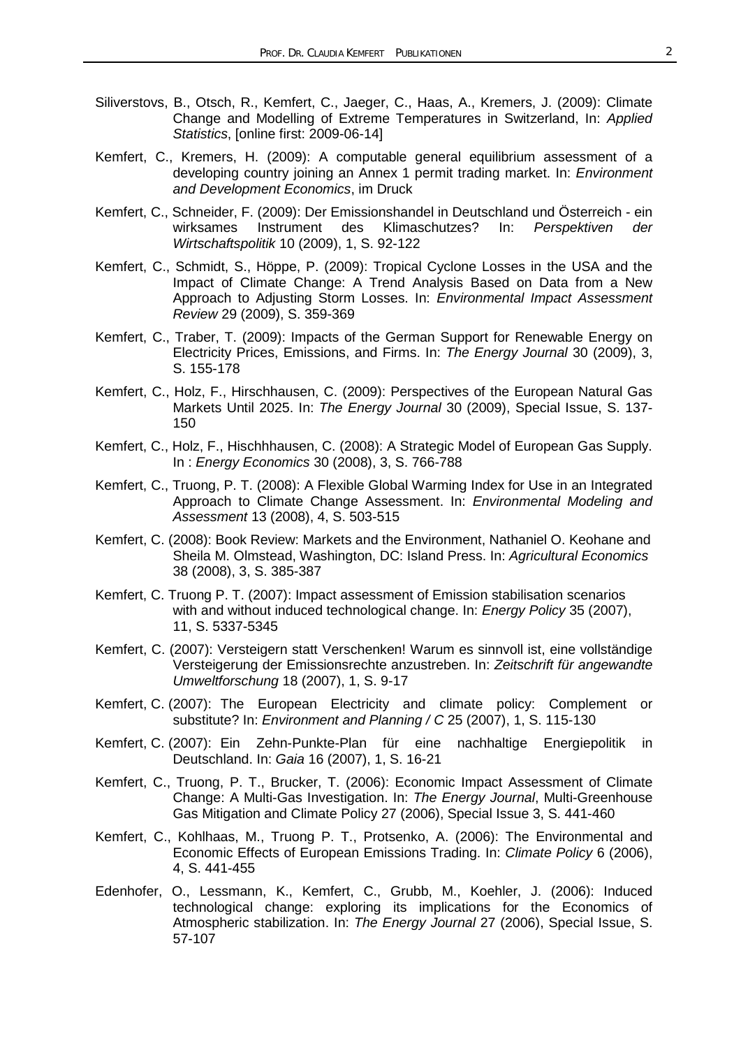Siliverstovs, B., Otsch, R., Kemfert, C., Jaeger, C., Haas, A., Kremers, J. (2009): Climate Change and Modelling of Extreme Temperatures in Switzerland, In: *Applied Statistics*, [online first: 2009-06-14]

Kemfert, C., Kremers, H. (2009): A computable general equilibrium assessment of a developing country joining an Annex 1 permit trading market. In: *Environment and Development Economics*, im Druck

Kemfert, C., Schneider, F. (2009): Der Emissionshandel in Deutschland und Österreich - ein wirksames Instrument des Klimaschutzes? In: *Perspektiven der Wirtschaftspolitik* 10 (2009), 1, S. 92-122

Kemfert, C., Schmidt, S., Höppe, P. (2009): Tropical Cyclone Losses in the USA and the Impact of Climate Change: A Trend Analysis Based on Data from a New Approach to Adjusting Storm Losses. In: *Environmental Impact Assessment Review* 29 (2009), S. 359-369

Kemfert, C., Traber, T. (2009): Impacts of the German Support for Renewable Energy on Electricity Prices, Emissions, and Firms. In: *The Energy Journal* 30 (2009), 3, S. 155-178

Kemfert, C., Holz, F., Hirschhausen, C. (2009): Perspectives of the European Natural Gas Markets Until 2025. In: *The Energy Journal* 30 (2009), Special Issue, S. 137-150

Kemfert, C., Holz, F., Hischhhausen, C. (2008): A Strategic Model of European Gas Supply. In : *Energy Economics* 30 (2008), 3, S. 766-788

Kemfert, C., Truong, P. T. (2008): A Flexible Global Warming Index for Use in an Integrated Approach to Climate Change Assessment. In: *Environmental Modeling and Assessment* 13 (2008), 4, S. 503-515

Kemfert, C. (2008): Book Review: Markets and the Environment, Nathaniel O. Keohane and Sheila M. Olmstead, Washington, DC: Island Press. In: *Agricultural Economics* 38 (2008), 3, S. 385-387

Kemfert, C. Truong P. T. (2007): Impact assessment of Emission stabilisation scenarios with and without induced technological change. In: *Energy Policy* 35 (2007), 11, S. 5337-5345

Kemfert, C. (2007): Versteigern statt Verschenken! Warum es sinnvoll ist, eine vollständige Versteigerung der Emissionsrechte anzustreben. In: *Zeitschrift für angewandte Umweltforschung* 18 (2007), 1, S. 9-17

Kemfert, C. (2007): The European Electricity and climate policy: Complement or substitute? In: *Environment and Planning / C* 25 (2007), 1, S. 115-130

Kemfert, C. (2007): Ein Zehn-Punkte-Plan für eine nachhaltige Energiepolitik in Deutschland. In: *Gaia* 16 (2007), 1, S. 16-21

Kemfert, C., Truong, P. T., Brucker, T. (2006): Economic Impact Assessment of Climate Change: A Multi-Gas Investigation. In: *The Energy Journal*, Multi-Greenhouse Gas Mitigation and Climate Policy 27 (2006), Special Issue 3, S. 441-460

Kemfert, C., Kohlhaas, M., Truong P. T., Protsenko, A. (2006): The Environmental and Economic Effects of European Emissions Trading. In: *Climate Policy* 6 (2006), 4, S. 441-455

Edenhofer, O., Lessmann, K., Kemfert, C., Grubb, M., Koehler, J. (2006): Induced technological change: exploring its implications for the Economics of Atmospheric stabilization. In: *The Energy Journal* 27 (2006), Special Issue, S. 57-107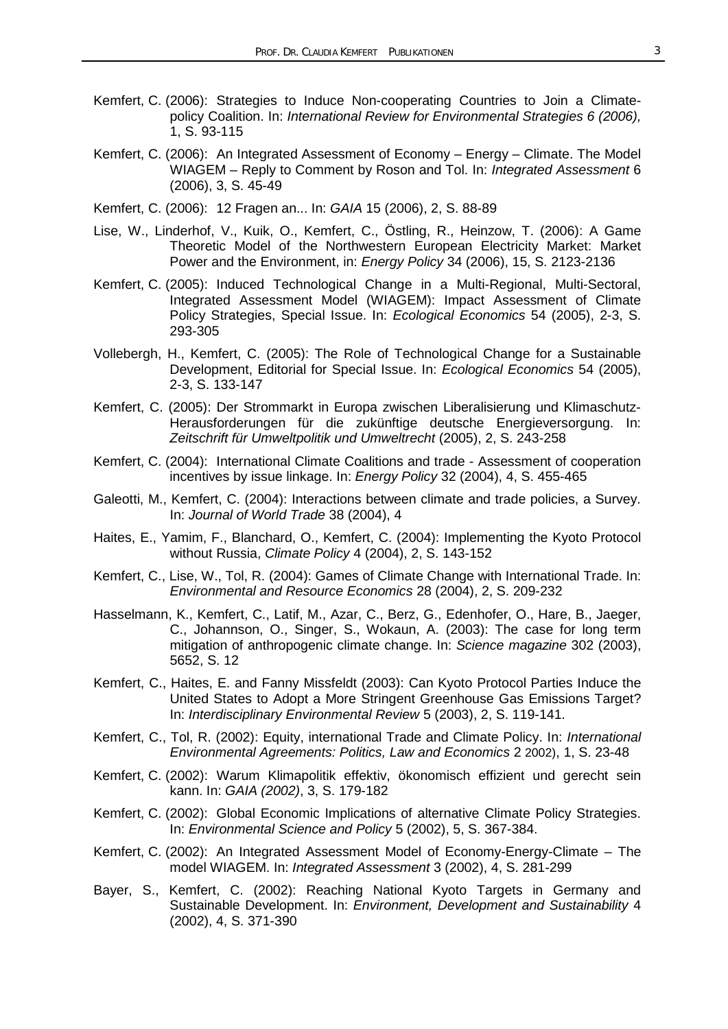Kemfert, C. (2006): Strategies to Induce Non-cooperating Countries to Join a Climate-policy Coalition. In: *International Review for Environmental Strategies 6 (2006),* 1, S. 93-115

Kemfert, C. (2006): An Integrated Assessment of Economy – Energy – Climate. The Model WIAGEM – Reply to Comment by Roson and Tol. In: *Integrated Assessment* 6 (2006), 3, S. 45-49

Kemfert, C. (2006): 12 Fragen an... In: *GAIA* 15 (2006), 2, S. 88-89

Lise, W., Linderhof, V., Kuik, O., Kemfert, C., Östling, R., Heinzow, T. (2006): A Game Theoretic Model of the Northwestern European Electricity Market: Market Power and the Environment, in: *Energy Policy* 34 (2006), 15, S. 2123-2136

Kemfert, C. (2005): Induced Technological Change in a Multi-Regional, Multi-Sectoral, Integrated Assessment Model (WIAGEM): Impact Assessment of Climate Policy Strategies, Special Issue. In: *Ecological Economics* 54 (2005), 2-3, S. 293-305

Vollebergh, H., Kemfert, C. (2005): The Role of Technological Change for a Sustainable Development, Editorial for Special Issue. In: *Ecological Economics* 54 (2005), 2-3, S. 133-147

Kemfert, C. (2005): Der Strommarkt in Europa zwischen Liberalisierung und Klimaschutz-Herausforderungen für die zukünftige deutsche Energieversorgung. In: *Zeitschrift für Umweltpolitik und Umweltrecht* (2005), 2, S. 243-258

Kemfert, C. (2004): International Climate Coalitions and trade - Assessment of cooperation incentives by issue linkage. In: *Energy Policy* 32 (2004), 4, S. 455-465

Galeotti, M., Kemfert, C. (2004): Interactions between climate and trade policies, a Survey. In: *Journal of World Trade* 38 (2004), 4

Haites, E., Yamim, F., Blanchard, O., Kemfert, C. (2004): Implementing the Kyoto Protocol without Russia, *Climate Policy* 4 (2004), 2, S. 143-152

Kemfert, C., Lise, W., Tol, R. (2004): Games of Climate Change with International Trade. In: *Environmental and Resource Economics* 28 (2004), 2, S. 209-232

Hasselmann, K., Kemfert, C., Latif, M., Azar, C., Berz, G., Edenhofer, O., Hare, B., Jaeger, C., Johannson, O., Singer, S., Wokaun, A. (2003): The case for long term mitigation of anthropogenic climate change. In: *Science magazine* 302 (2003), 5652, S. 12

Kemfert, C., Haites, E. and Fanny Missfeldt (2003): Can Kyoto Protocol Parties Induce the United States to Adopt a More Stringent Greenhouse Gas Emissions Target? In: *Interdisciplinary Environmental Review* 5 (2003), 2, S. 119-141.

Kemfert, C., Tol, R. (2002): Equity, international Trade and Climate Policy. In: *International Environmental Agreements: Politics, Law and Economics* 2 2002), 1, S. 23-48

Kemfert, C. (2002): Warum Klimapolitik effektiv, ökonomisch effizient und gerecht sein kann. In: *GAIA (2002)*, 3, S. 179-182

Kemfert, C. (2002): Global Economic Implications of alternative Climate Policy Strategies. In: *Environmental Science and Policy* 5 (2002), 5, S. 367-384.

Kemfert, C. (2002): An Integrated Assessment Model of Economy-Energy-Climate – The model WIAGEM. In: *Integrated Assessment* 3 (2002), 4, S. 281-299

Bayer, S., Kemfert, C. (2002): Reaching National Kyoto Targets in Germany and Sustainable Development. In: *Environment, Development and Sustainability* 4 (2002), 4, S. 371-390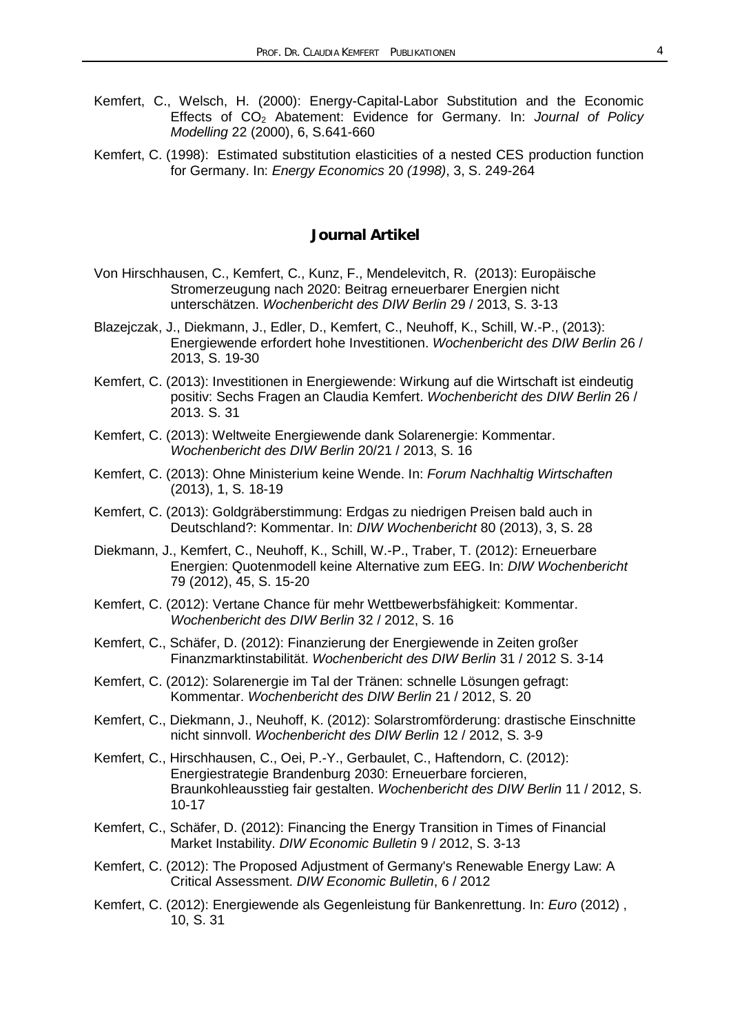Kemfert, C., Welsch, H. (2000): Energy-Capital-Labor Substitution and the Economic Effects of $CO_2$ Abatement: Evidence for Germany. In: *Journal of Policy Modelling* 22 (2000), 6, S.641-660

Kemfert, C. (1998): Estimated substitution elasticities of a nested CES production function for Germany. In: *Energy Economics* 20 *(1998)*, 3, S. 249-264

## Journal Artikel

Von Hirschhausen, C., Kemfert, C., Kunz, F., Mendelevitch, R. (2013): Europäische Stromerzeugung nach 2020: Beitrag erneuerbarer Energien nicht unterschätzen. *Wochenbericht des DIW Berlin* 29 / 2013, S. 3-13

Blazejczak, J., Diekmann, J., Edler, D., Kemfert, C., Neuhoff, K., Schill, W.-P., (2013): Energiewende erfordert hohe Investitionen. *Wochenbericht des DIW Berlin* 26 / 2013, S. 19-30

Kemfert, C. (2013): Investitionen in Energiewende: Wirkung auf die Wirtschaft ist eindeutig positiv: Sechs Fragen an Claudia Kemfert. *Wochenbericht des DIW Berlin* 26 / 2013. S. 31

Kemfert, C. (2013): Weltweite Energiewende dank Solarenergie: Kommentar. *Wochenbericht des DIW Berlin* 20/21 / 2013, S. 16

Kemfert, C. (2013): Ohne Ministerium keine Wende. In: *Forum Nachhaltig Wirtschaften* (2013), 1, S. 18-19

Kemfert, C. (2013): Goldgräberstimmung: Erdgas zu niedrigen Preisen bald auch in Deutschland?: Kommentar. In: *DIW Wochenbericht* 80 (2013), 3, S. 28

Diekmann, J., Kemfert, C., Neuhoff, K., Schill, W.-P., Traber, T. (2012): Erneuerbare Energien: Quotenmodell keine Alternative zum EEG. In: *DIW Wochenbericht* 79 (2012), 45, S. 15-20

Kemfert, C. (2012): Vertane Chance für mehr Wettbewerbsfähigkeit: Kommentar. *Wochenbericht des DIW Berlin* 32 / 2012, S. 16

Kemfert, C., Schäfer, D. (2012): Finanzierung der Energiewende in Zeiten großer Finanzmarktinstabilität. *Wochenbericht des DIW Berlin* 31 / 2012 S. 3-14

Kemfert, C. (2012): Solarenergie im Tal der Tränen: schnelle Lösungen gefragt: Kommentar. *Wochenbericht des DIW Berlin* 21 / 2012, S. 20

Kemfert, C., Diekmann, J., Neuhoff, K. (2012): Solarstromförderung: drastische Einschnitte nicht sinnvoll. *Wochenbericht des DIW Berlin* 12 / 2012, S. 3-9

Kemfert, C., Hirschhausen, C., Oei, P.-Y., Gerbaulet, C., Haftendorn, C. (2012): Energiestrategie Brandenburg 2030: Erneuerbare forcieren, Braunkohleausstieg fair gestalten. *Wochenbericht des DIW Berlin* 11 / 2012, S. 10-17

Kemfert, C., Schäfer, D. (2012): Financing the Energy Transition in Times of Financial Market Instability. *DIW Economic Bulletin* 9 / 2012, S. 3-13

Kemfert, C. (2012): The Proposed Adjustment of Germany's Renewable Energy Law: A Critical Assessment. *DIW Economic Bulletin*, 6 / 2012

Kemfert, C. (2012): Energiewende als Gegenleistung für Bankenrettung. In: *Euro* (2012) , 10, S. 31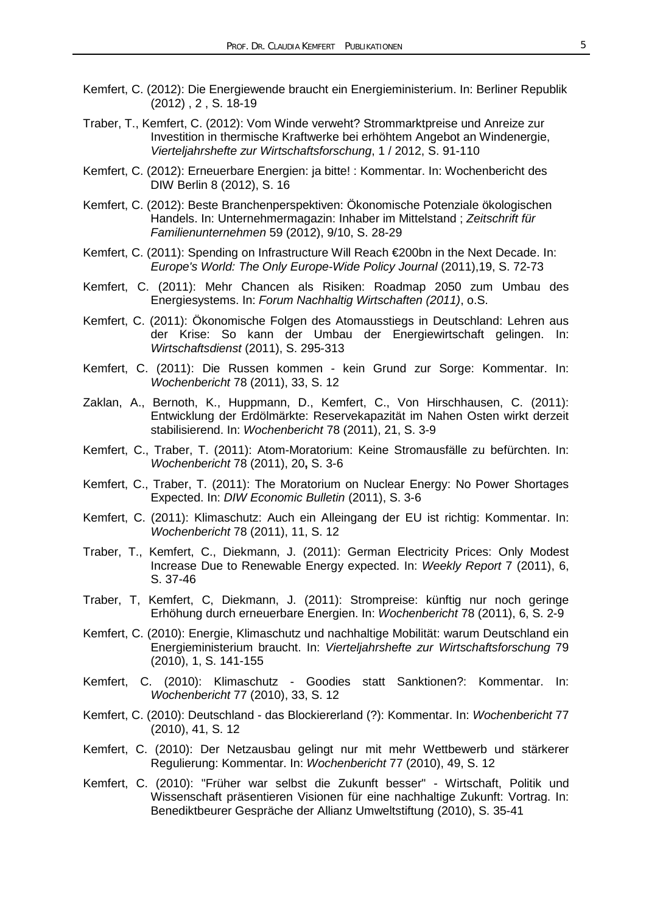Kemfert, C. (2012): Die Energiewende braucht ein Energieministerium. In: Berliner Republik (2012) , 2 , S. 18-19

Traber, T., Kemfert, C. (2012): Vom Winde verweht? Strommarktpreise und Anreize zur Investition in thermische Kraftwerke bei erhöhtem Angebot an Windenergie, *Vierteljahrshefte zur Wirtschaftsforschung*, 1 / 2012, S. 91-110

Kemfert, C. (2012): Erneuerbare Energien: ja bitte! : Kommentar. In: Wochenbericht des DIW Berlin 8 (2012), S. 16

Kemfert, C. (2012): Beste Branchenperspektiven: Ökonomische Potenziale ökologischen Handels. In: Unternehmermagazin: Inhaber im Mittelstand ; *Zeitschrift für Familienunternehmen* 59 (2012), 9/10, S. 28-29

Kemfert, C. (2011): Spending on Infrastructure Will Reach €200bn in the Next Decade. In: *Europe's World: The Only Europe-Wide Policy Journal* (2011),19, S. 72-73

Kemfert, C. (2011): Mehr Chancen als Risiken: Roadmap 2050 zum Umbau des Energiesystems. In: *Forum Nachhaltig Wirtschaften (2011)*, o.S.

Kemfert, C. (2011): Ökonomische Folgen des Atomausstiegs in Deutschland: Lehren aus der Krise: So kann der Umbau der Energiewirtschaft gelingen. In: *Wirtschaftsdienst* (2011), S. 295-313

Kemfert, C. (2011): Die Russen kommen - kein Grund zur Sorge: Kommentar. In: *Wochenbericht* 78 (2011), 33, S. 12

Zaklan, A., Bernoth, K., Huppmann, D., Kemfert, C., Von Hirschhausen, C. (2011): Entwicklung der Erdölmärkte: Reservekapazität im Nahen Osten wirkt derzeit stabilisierend. In: *Wochenbericht* 78 (2011), 21, S. 3-9

Kemfert, C., Traber, T. (2011): Atom-Moratorium: Keine Stromausfälle zu befürchten. In: *Wochenbericht* 78 (2011), 20**,** S. 3-6

Kemfert, C., Traber, T. (2011): The Moratorium on Nuclear Energy: No Power Shortages Expected. In: *DIW Economic Bulletin* (2011), S. 3-6

Kemfert, C. (2011): Klimaschutz: Auch ein Alleingang der EU ist richtig: Kommentar. In: *Wochenbericht* 78 (2011), 11, S. 12

Traber, T., Kemfert, C., Diekmann, J. (2011): German Electricity Prices: Only Modest Increase Due to Renewable Energy expected. In: *Weekly Report* 7 (2011), 6, S. 37-46

Traber, T, Kemfert, C, Diekmann, J. (2011): Strompreise: künftig nur noch geringe Erhöhung durch erneuerbare Energien. In: *Wochenbericht* 78 (2011), 6, S. 2-9

Kemfert, C. (2010): Energie, Klimaschutz und nachhaltige Mobilität: warum Deutschland ein Energieministerium braucht. In: *Vierteljahrshefte zur Wirtschaftsforschung* 79 (2010), 1, S. 141-155

Kemfert, C. (2010): Klimaschutz - Goodies statt Sanktionen?: Kommentar. In: *Wochenbericht* 77 (2010), 33, S. 12

Kemfert, C. (2010): Deutschland - das Blockiererland (?): Kommentar. In: *Wochenbericht* 77 (2010), 41, S. 12

Kemfert, C. (2010): Der Netzausbau gelingt nur mit mehr Wettbewerb und stärkerer Regulierung: Kommentar. In: *Wochenbericht* 77 (2010), 49, S. 12

Kemfert, C. (2010): "Früher war selbst die Zukunft besser" - Wirtschaft, Politik und Wissenschaft präsentieren Visionen für eine nachhaltige Zukunft: Vortrag. In: Benediktbeurer Gespräche der Allianz Umweltstiftung (2010), S. 35-41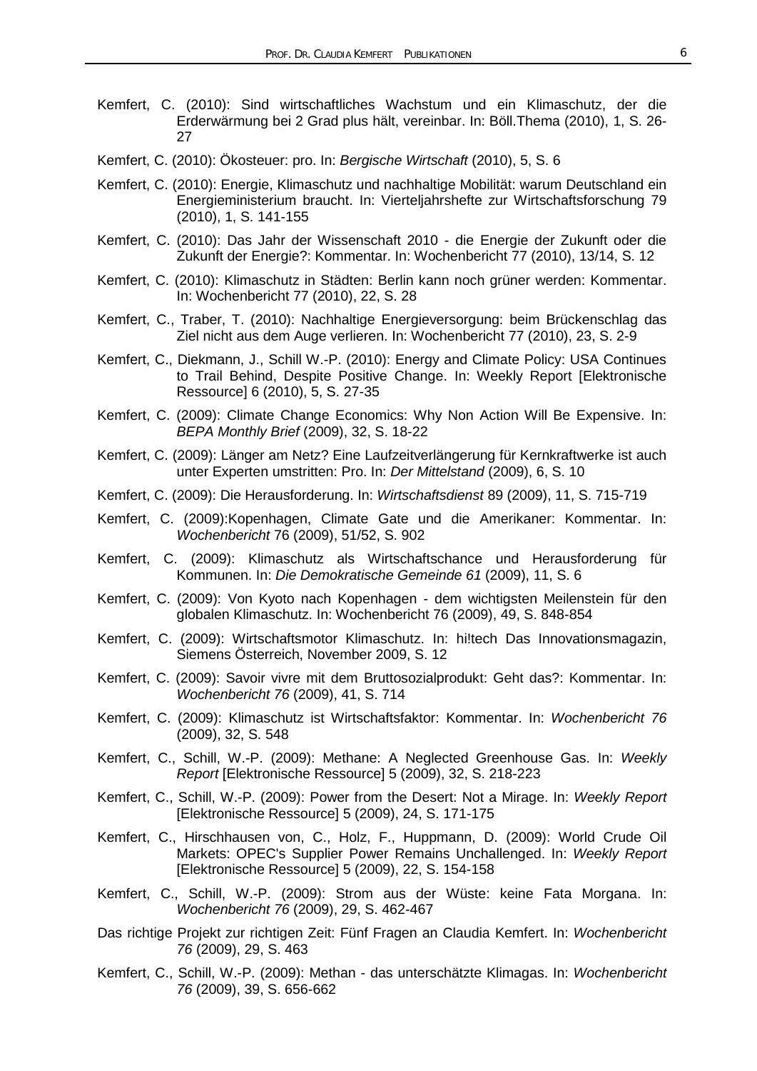Kemfert, C. (2010): Sind wirtschaftliches Wachstum und ein Klimaschutz, der die Erderwärmung bei 2 Grad plus hält, vereinbar. In: Böll.Thema (2010), 1, S. 26-27

Kemfert, C. (2010): Ökosteuer: pro. In: *Bergische Wirtschaft* (2010), 5, S. 6

Kemfert, C. (2010): Energie, Klimaschutz und nachhaltige Mobilität: warum Deutschland ein Energieministerium braucht. In: Vierteljahrshefte zur Wirtschaftsforschung 79 (2010), 1, S. 141-155

Kemfert, C. (2010): Das Jahr der Wissenschaft 2010 - die Energie der Zukunft oder die Zukunft der Energie?: Kommentar. In: Wochenbericht 77 (2010), 13/14, S. 12

Kemfert, C. (2010): Klimaschutz in Städten: Berlin kann noch grüner werden: Kommentar. In: Wochenbericht 77 (2010), 22, S. 28

Kemfert, C., Traber, T. (2010): Nachhaltige Energieversorgung: beim Brückenschlag das Ziel nicht aus dem Auge verlieren. In: Wochenbericht 77 (2010), 23, S. 2-9

Kemfert, C., Diekmann, J., Schill W.-P. (2010): Energy and Climate Policy: USA Continues to Trail Behind, Despite Positive Change. In: Weekly Report [Elektronische Ressource] 6 (2010), 5, S. 27-35

Kemfert, C. (2009): Climate Change Economics: Why Non Action Will Be Expensive. In: *BEPA Monthly Brief* (2009), 32, S. 18-22

Kemfert, C. (2009): Länger am Netz? Eine Laufzeitverlängerung für Kernkraftwerke ist auch unter Experten umstritten: Pro. In: *Der Mittelstand* (2009), 6, S. 10

Kemfert, C. (2009): Die Herausforderung. In: *Wirtschaftsdienst* 89 (2009), 11, S. 715-719

Kemfert, C. (2009):Kopenhagen, Climate Gate und die Amerikaner: Kommentar. In: *Wochenbericht* 76 (2009), 51/52, S. 902

Kemfert, C. (2009): Klimaschutz als Wirtschaftschance und Herausforderung für Kommunen. In: *Die Demokratische Gemeinde 61* (2009), 11, S. 6

Kemfert, C. (2009): Von Kyoto nach Kopenhagen - dem wichtigsten Meilenstein für den globalen Klimaschutz. In: Wochenbericht 76 (2009), 49, S. 848-854

Kemfert, C. (2009): Wirtschaftsmotor Klimaschutz. In: hi!tech Das Innovationsmagazin, Siemens Österreich, November 2009, S. 12

Kemfert, C. (2009): Savoir vivre mit dem Bruttosozialprodukt: Geht das?: Kommentar. In: *Wochenbericht 76* (2009), 41, S. 714

Kemfert, C. (2009): Klimaschutz ist Wirtschaftsfaktor: Kommentar. In: *Wochenbericht 76* (2009), 32, S. 548

Kemfert, C., Schill, W.-P. (2009): Methane: A Neglected Greenhouse Gas. In: *Weekly Report* [Elektronische Ressource] 5 (2009), 32, S. 218-223

Kemfert, C., Schill, W.-P. (2009): Power from the Desert: Not a Mirage. In: *Weekly Report* [Elektronische Ressource] 5 (2009), 24, S. 171-175

Kemfert, C., Hirschhausen von, C., Holz, F., Huppmann, D. (2009): World Crude Oil Markets: OPEC's Supplier Power Remains Unchallenged. In: *Weekly Report* [Elektronische Ressource] 5 (2009), 22, S. 154-158

Kemfert, C., Schill, W.-P. (2009): Strom aus der Wüste: keine Fata Morgana. In: *Wochenbericht 76* (2009), 29, S. 462-467

Das richtige Projekt zur richtigen Zeit: Fünf Fragen an Claudia Kemfert. In: *Wochenbericht 76* (2009), 29, S. 463

Kemfert, C., Schill, W.-P. (2009): Methan - das unterschätzte Klimagas. In: *Wochenbericht 76* (2009), 39, S. 656-662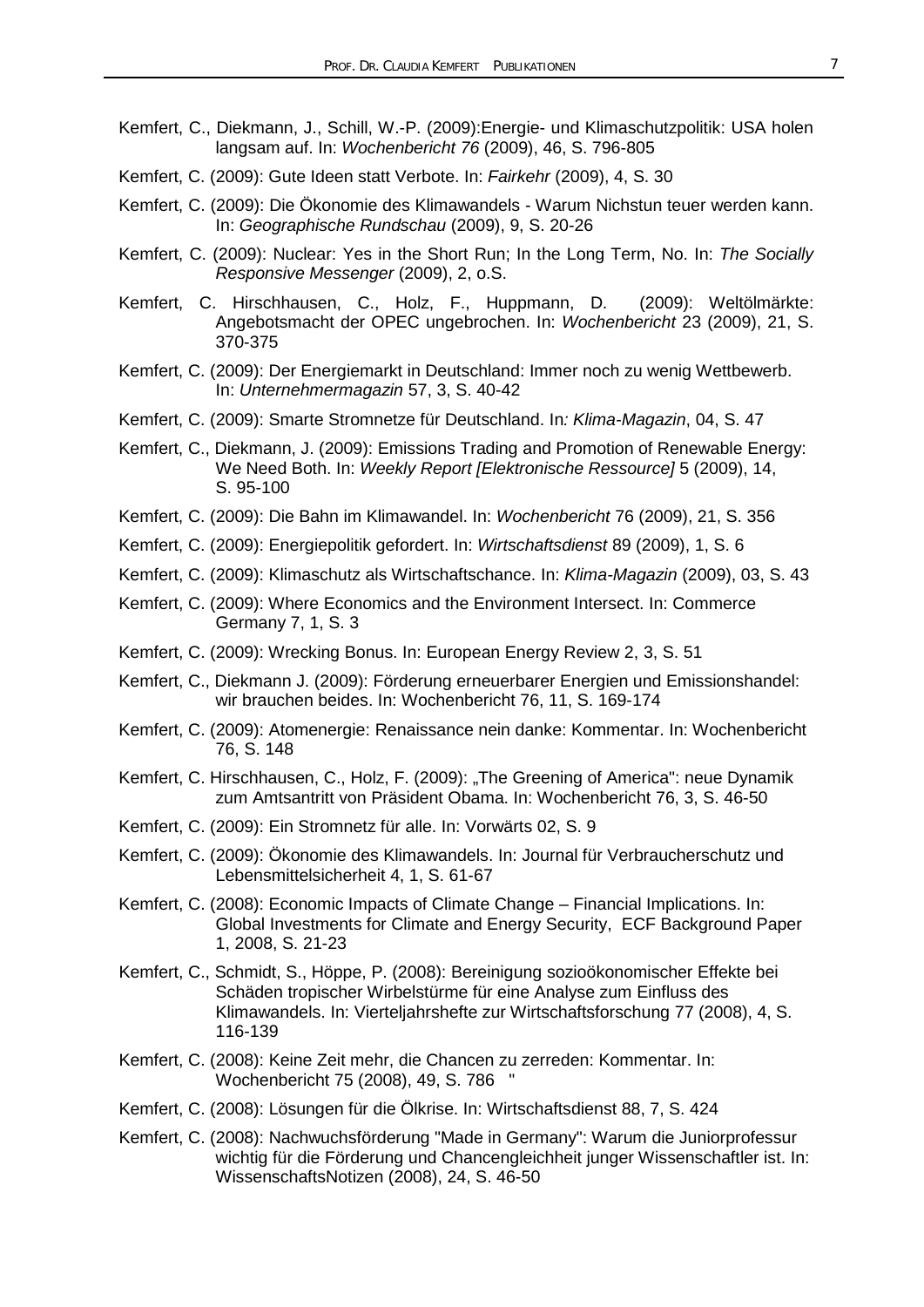Kemfert, C., Diekmann, J., Schill, W.-P. (2009):Energie- und Klimaschutzpolitik: USA holen langsam auf. In: *Wochenbericht 76* (2009), 46, S. 796-805

Kemfert, C. (2009): Gute Ideen statt Verbote. In: *Fairkehr* (2009), 4, S. 30

Kemfert, C. (2009): Die Ökonomie des Klimawandels - Warum Nichstun teuer werden kann. In: *Geographische Rundschau* (2009), 9, S. 20-26

Kemfert, C. (2009): Nuclear: Yes in the Short Run; In the Long Term, No. In: *The Socially Responsive Messenger* (2009), 2, o.S.

Kemfert, C. Hirschhausen, C., Holz, F., Huppmann, D. (2009): Weltölmärkte: Angebotsmacht der OPEC ungebrochen. In: *Wochenbericht* 23 (2009), 21, S. 370-375

Kemfert, C. (2009): Der Energiemarkt in Deutschland: Immer noch zu wenig Wettbewerb. In: *Unternehmermagazin* 57, 3, S. 40-42

Kemfert, C. (2009): Smarte Stromnetze für Deutschland. In*: Klima-Magazin*, 04, S. 47

Kemfert, C., Diekmann, J. (2009): Emissions Trading and Promotion of Renewable Energy: We Need Both. In: *Weekly Report [Elektronische Ressource]* 5 (2009), 14, S. 95-100

Kemfert, C. (2009): Die Bahn im Klimawandel. In: *Wochenbericht* 76 (2009), 21, S. 356

Kemfert, C. (2009): Energiepolitik gefordert. In: *Wirtschaftsdienst* 89 (2009), 1, S. 6

Kemfert, C. (2009): Klimaschutz als Wirtschaftschance. In: *Klima-Magazin* (2009), 03, S. 43

Kemfert, C. (2009): Where Economics and the Environment Intersect. In: Commerce Germany 7, 1, S. 3

Kemfert, C. (2009): Wrecking Bonus. In: European Energy Review 2, 3, S. 51

Kemfert, C., Diekmann J. (2009): Förderung erneuerbarer Energien und Emissionshandel: wir brauchen beides. In: Wochenbericht 76, 11, S. 169-174

Kemfert, C. (2009): Atomenergie: Renaissance nein danke: Kommentar. In: Wochenbericht 76, S. 148

Kemfert, C. Hirschhausen, C., Holz, F. (2009): „The Greening of America": neue Dynamik zum Amtsantritt von Präsident Obama. In: Wochenbericht 76, 3, S. 46-50

Kemfert, C. (2009): Ein Stromnetz für alle. In: Vorwärts 02, S. 9

Kemfert, C. (2009): Ökonomie des Klimawandels. In: Journal für Verbraucherschutz und Lebensmittelsicherheit 4, 1, S. 61-67

Kemfert, C. (2008): Economic Impacts of Climate Change – Financial Implications. In: Global Investments for Climate and Energy Security, ECF Background Paper 1, 2008, S. 21-23

Kemfert, C., Schmidt, S., Höppe, P. (2008): Bereinigung sozioökonomischer Effekte bei Schäden tropischer Wirbelstürme für eine Analyse zum Einfluss des Klimawandels. In: Vierteljahrshefte zur Wirtschaftsforschung 77 (2008), 4, S. 116-139

Kemfert, C. (2008): Keine Zeit mehr, die Chancen zu zerreden: Kommentar. In: Wochenbericht 75 (2008), 49, S. 786 "

Kemfert, C. (2008): Lösungen für die Ölkrise. In: Wirtschaftsdienst 88, 7, S. 424

Kemfert, C. (2008): Nachwuchsförderung "Made in Germany": Warum die Juniorprofessur wichtig für die Förderung und Chancengleichheit junger Wissenschaftler ist. In: WissenschaftsNotizen (2008), 24, S. 46-50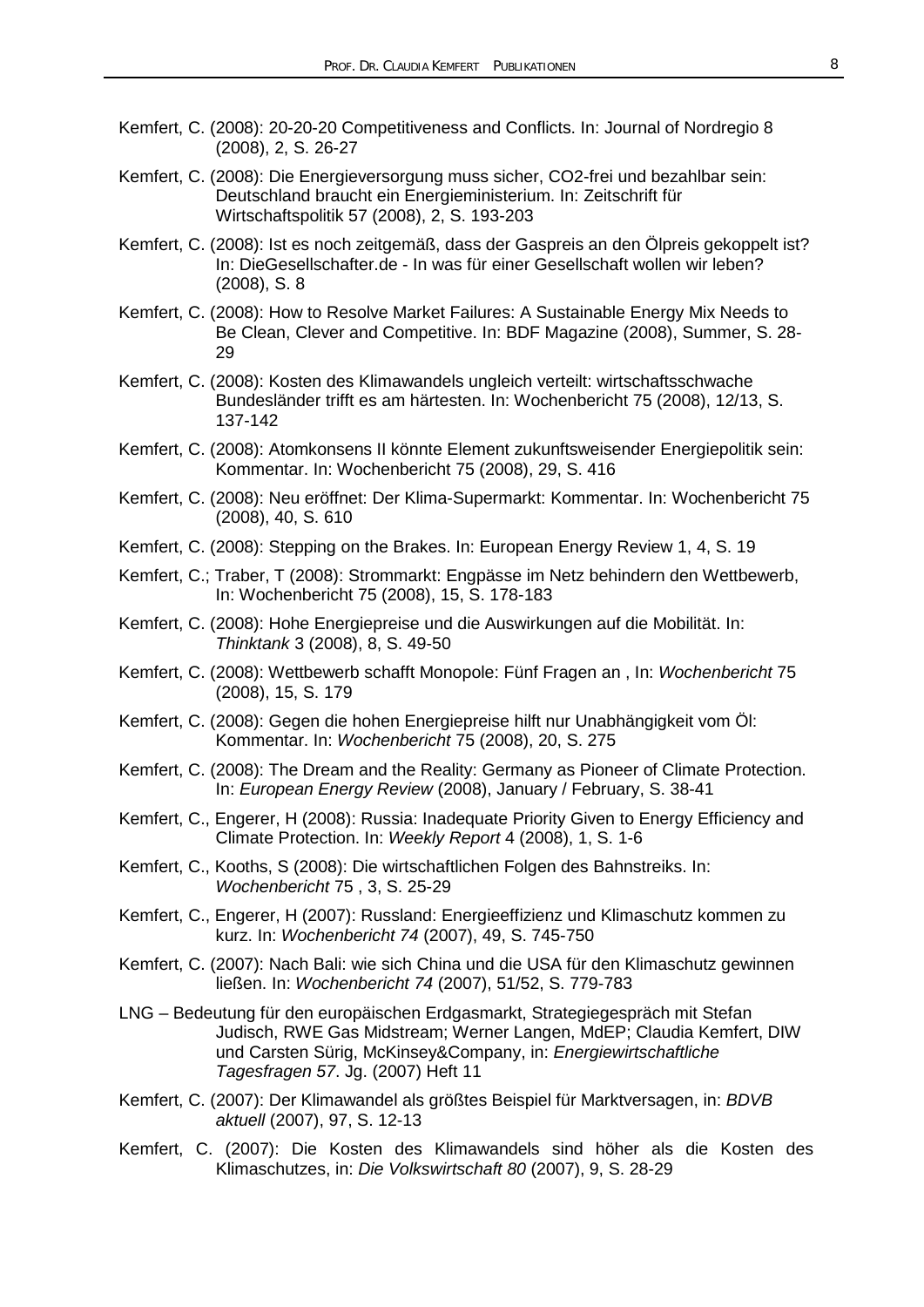Kemfert, C. (2008): 20-20-20 Competitiveness and Conflicts. In: Journal of Nordregio 8 (2008), 2, S. 26-27

Kemfert, C. (2008): Die Energieversorgung muss sicher, CO2-frei und bezahlbar sein: Deutschland braucht ein Energieministerium. In: Zeitschrift für Wirtschaftspolitik 57 (2008), 2, S. 193-203

Kemfert, C. (2008): Ist es noch zeitgemäß, dass der Gaspreis an den Ölpreis gekoppelt ist? In: DieGesellschafter.de - In was für einer Gesellschaft wollen wir leben? (2008), S. 8

Kemfert, C. (2008): How to Resolve Market Failures: A Sustainable Energy Mix Needs to Be Clean, Clever and Competitive. In: BDF Magazine (2008), Summer, S. 28-29

Kemfert, C. (2008): Kosten des Klimawandels ungleich verteilt: wirtschaftsschwache Bundesländer trifft es am härtesten. In: Wochenbericht 75 (2008), 12/13, S. 137-142

Kemfert, C. (2008): Atomkonsens II könnte Element zukunftsweisender Energiepolitik sein: Kommentar. In: Wochenbericht 75 (2008), 29, S. 416

Kemfert, C. (2008): Neu eröffnet: Der Klima-Supermarkt: Kommentar. In: Wochenbericht 75 (2008), 40, S. 610

Kemfert, C. (2008): Stepping on the Brakes. In: European Energy Review 1, 4, S. 19

Kemfert, C.; Traber, T (2008): Strommarkt: Engpässe im Netz behindern den Wettbewerb, In: Wochenbericht 75 (2008), 15, S. 178-183

Kemfert, C. (2008): Hohe Energiepreise und die Auswirkungen auf die Mobilität. In: *Thinktank* 3 (2008), 8, S. 49-50

Kemfert, C. (2008): Wettbewerb schafft Monopole: Fünf Fragen an , In: *Wochenbericht* 75 (2008), 15, S. 179

Kemfert, C. (2008): Gegen die hohen Energiepreise hilft nur Unabhängigkeit vom Öl: Kommentar. In: *Wochenbericht* 75 (2008), 20, S. 275

Kemfert, C. (2008): The Dream and the Reality: Germany as Pioneer of Climate Protection. In: *European Energy Review* (2008), January / February, S. 38-41

Kemfert, C., Engerer, H (2008): Russia: Inadequate Priority Given to Energy Efficiency and Climate Protection. In: *Weekly Report* 4 (2008), 1, S. 1-6

Kemfert, C., Kooths, S (2008): Die wirtschaftlichen Folgen des Bahnstreiks. In: *Wochenbericht* 75 , 3, S. 25-29

Kemfert, C., Engerer, H (2007): Russland: Energieeffizienz und Klimaschutz kommen zu kurz. In: *Wochenbericht 74* (2007), 49, S. 745-750

Kemfert, C. (2007): Nach Bali: wie sich China und die USA für den Klimaschutz gewinnen ließen. In: *Wochenbericht 74* (2007), 51/52, S. 779-783

LNG – Bedeutung für den europäischen Erdgasmarkt, Strategiegespräch mit Stefan Judisch, RWE Gas Midstream; Werner Langen, MdEP; Claudia Kemfert, DIW und Carsten Sürig, McKinsey&Company, in: *Energiewirtschaftliche Tagesfragen 57*. Jg. (2007) Heft 11

Kemfert, C. (2007): Der Klimawandel als größtes Beispiel für Marktversagen, in: *BDVB aktuell* (2007), 97, S. 12-13

Kemfert, C. (2007): Die Kosten des Klimawandels sind höher als die Kosten des Klimaschutzes, in: *Die Volkswirtschaft 80* (2007), 9, S. 28-29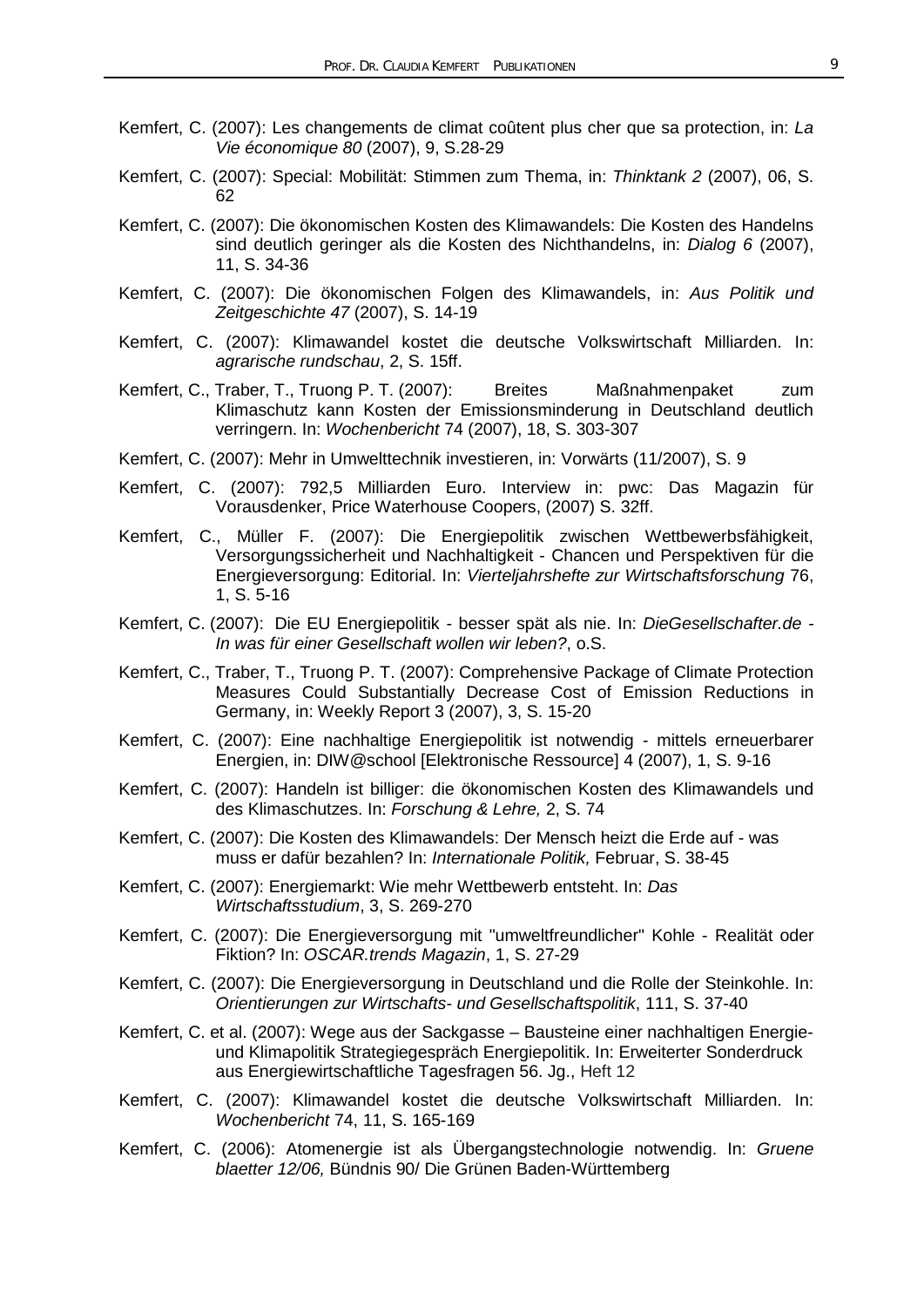Kemfert, C. (2007): Les changements de climat coûtent plus cher que sa protection, in: *La Vie économique 80* (2007), 9, S.28-29

Kemfert, C. (2007): Special: Mobilität: Stimmen zum Thema, in: *Thinktank 2* (2007), 06, S. 62

Kemfert, C. (2007): Die ökonomischen Kosten des Klimawandels: Die Kosten des Handelns sind deutlich geringer als die Kosten des Nichthandelns, in: *Dialog 6* (2007), 11, S. 34-36

Kemfert, C. (2007): Die ökonomischen Folgen des Klimawandels, in: *Aus Politik und Zeitgeschichte 47* (2007), S. 14-19

Kemfert, C. (2007): Klimawandel kostet die deutsche Volkswirtschaft Milliarden. In: *agrarische rundschau*, 2, S. 15ff.

Kemfert, C., Traber, T., Truong P. T. (2007): Breites Maßnahmenpaket zum Klimaschutz kann Kosten der Emissionsminderung in Deutschland deutlich verringern. In: *Wochenbericht* 74 (2007), 18, S. 303-307

Kemfert, C. (2007): Mehr in Umwelttechnik investieren, in: Vorwärts (11/2007), S. 9

Kemfert, C. (2007): 792,5 Milliarden Euro. Interview in: pwc: Das Magazin für Vorausdenker, Price Waterhouse Coopers, (2007) S. 32ff.

Kemfert, C., Müller F. (2007): Die Energiepolitik zwischen Wettbewerbsfähigkeit, Versorgungssicherheit und Nachhaltigkeit - Chancen und Perspektiven für die Energieversorgung: Editorial. In: *Vierteljahrshefte zur Wirtschaftsforschung* 76, 1, S. 5-16

Kemfert, C. (2007): Die EU Energiepolitik - besser spät als nie. In: *DieGesellschafter.de - In was für einer Gesellschaft wollen wir leben?*, o.S.

Kemfert, C., Traber, T., Truong P. T. (2007): Comprehensive Package of Climate Protection Measures Could Substantially Decrease Cost of Emission Reductions in Germany, in: Weekly Report 3 (2007), 3, S. 15-20

Kemfert, C. (2007): Eine nachhaltige Energiepolitik ist notwendig - mittels erneuerbarer Energien, in: DIW@school [Elektronische Ressource] 4 (2007), 1, S. 9-16

Kemfert, C. (2007): Handeln ist billiger: die ökonomischen Kosten des Klimawandels und des Klimaschutzes. In: *Forschung & Lehre,* 2, S. 74

Kemfert, C. (2007): Die Kosten des Klimawandels: Der Mensch heizt die Erde auf - was muss er dafür bezahlen? In: *Internationale Politik,* Februar, S. 38-45

Kemfert, C. (2007): Energiemarkt: Wie mehr Wettbewerb entsteht. In: *Das Wirtschaftsstudium*, 3, S. 269-270

Kemfert, C. (2007): Die Energieversorgung mit "umweltfreundlicher" Kohle - Realität oder Fiktion? In: *OSCAR.trends Magazin*, 1, S. 27-29

Kemfert, C. (2007): Die Energieversorgung in Deutschland und die Rolle der Steinkohle. In: *Orientierungen zur Wirtschafts- und Gesellschaftspolitik*, 111, S. 37-40

Kemfert, C. et al. (2007): Wege aus der Sackgasse – Bausteine einer nachhaltigen Energie- und Klimapolitik Strategiegespräch Energiepolitik. In: Erweiterter Sonderdruck aus Energiewirtschaftliche Tagesfragen 56. Jg., Heft 12

Kemfert, C. (2007): Klimawandel kostet die deutsche Volkswirtschaft Milliarden. In: *Wochenbericht* 74, 11, S. 165-169

Kemfert, C. (2006): Atomenergie ist als Übergangstechnologie notwendig. In: *Gruene blaetter 12/06,* Bündnis 90/ Die Grünen Baden-Württemberg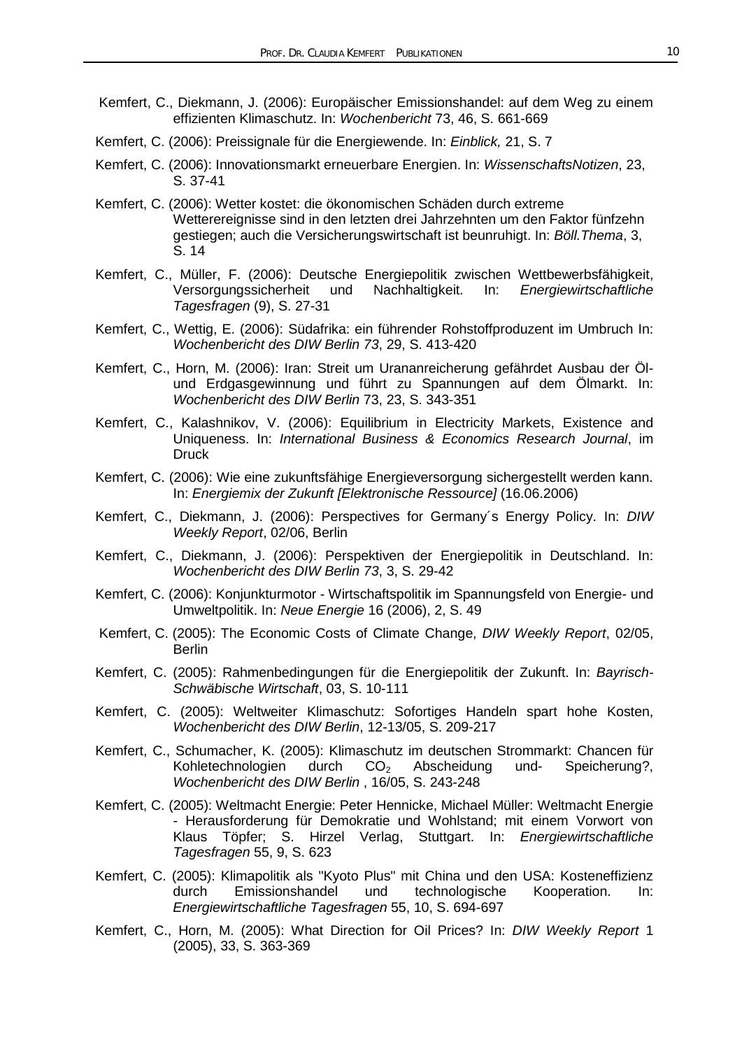Kemfert, C., Diekmann, J. (2006): Europäischer Emissionshandel: auf dem Weg zu einem effizienten Klimaschutz. In: *Wochenbericht* 73, 46, S. 661-669

Kemfert, C. (2006): Preissignale für die Energiewende. In: *Einblick,* 21, S. 7

Kemfert, C. (2006): Innovationsmarkt erneuerbare Energien. In: *WissenschaftsNotizen*, 23, S. 37-41

Kemfert, C. (2006): Wetter kostet: die ökonomischen Schäden durch extreme Wetterereignisse sind in den letzten drei Jahrzehnten um den Faktor fünfzehn gestiegen; auch die Versicherungswirtschaft ist beunruhigt. In: *Böll.Thema*, 3, S. 14

Kemfert, C., Müller, F. (2006): Deutsche Energiepolitik zwischen Wettbewerbsfähigkeit, Versorgungssicherheit und Nachhaltigkeit. In: *Energiewirtschaftliche Tagesfragen* (9), S. 27-31

Kemfert, C., Wettig, E. (2006): Südafrika: ein führender Rohstoffproduzent im Umbruch In: *Wochenbericht des DIW Berlin 73*, 29, S. 413-420

Kemfert, C., Horn, M. (2006): Iran: Streit um Urananreicherung gefährdet Ausbau der Öl- und Erdgasgewinnung und führt zu Spannungen auf dem Ölmarkt. In: *Wochenbericht des DIW Berlin* 73, 23, S. 343-351

Kemfert, C., Kalashnikov, V. (2006): Equilibrium in Electricity Markets, Existence and Uniqueness. In: *International Business & Economics Research Journal*, im Druck

Kemfert, C. (2006): Wie eine zukunftsfähige Energieversorgung sichergestellt werden kann. In: *Energiemix der Zukunft [Elektronische Ressource]* (16.06.2006)

Kemfert, C., Diekmann, J. (2006): Perspectives for Germany´s Energy Policy. In: *DIW Weekly Report*, 02/06, Berlin

Kemfert, C., Diekmann, J. (2006): Perspektiven der Energiepolitik in Deutschland. In: *Wochenbericht des DIW Berlin 73*, 3, S. 29-42

Kemfert, C. (2006): Konjunkturmotor - Wirtschaftspolitik im Spannungsfeld von Energie- und Umweltpolitik. In: *Neue Energie* 16 (2006), 2, S. 49

Kemfert, C. (2005): The Economic Costs of Climate Change, *DIW Weekly Report*, 02/05, Berlin

Kemfert, C. (2005): Rahmenbedingungen für die Energiepolitik der Zukunft. In: *Bayrisch-Schwäbische Wirtschaft*, 03, S. 10-111

Kemfert, C. (2005): Weltweiter Klimaschutz: Sofortiges Handeln spart hohe Kosten, *Wochenbericht des DIW Berlin*, 12-13/05, S. 209-217

Kemfert, C., Schumacher, K. (2005): Klimaschutz im deutschen Strommarkt: Chancen für Kohletechnologien durch $CO_2$ Abscheidung und- Speicherung?, *Wochenbericht des DIW Berlin* , 16/05, S. 243-248

Kemfert, C. (2005): Weltmacht Energie: Peter Hennicke, Michael Müller: Weltmacht Energie - Herausforderung für Demokratie und Wohlstand; mit einem Vorwort von Klaus Töpfer; S. Hirzel Verlag, Stuttgart. In: *Energiewirtschaftliche Tagesfragen* 55, 9, S. 623

Kemfert, C. (2005): Klimapolitik als "Kyoto Plus" mit China und den USA: Kosteneffizienz durch Emissionshandel und technologische Kooperation. In: *Energiewirtschaftliche Tagesfragen* 55, 10, S. 694-697

Kemfert, C., Horn, M. (2005): What Direction for Oil Prices? In: *DIW Weekly Report* 1 (2005), 33, S. 363-369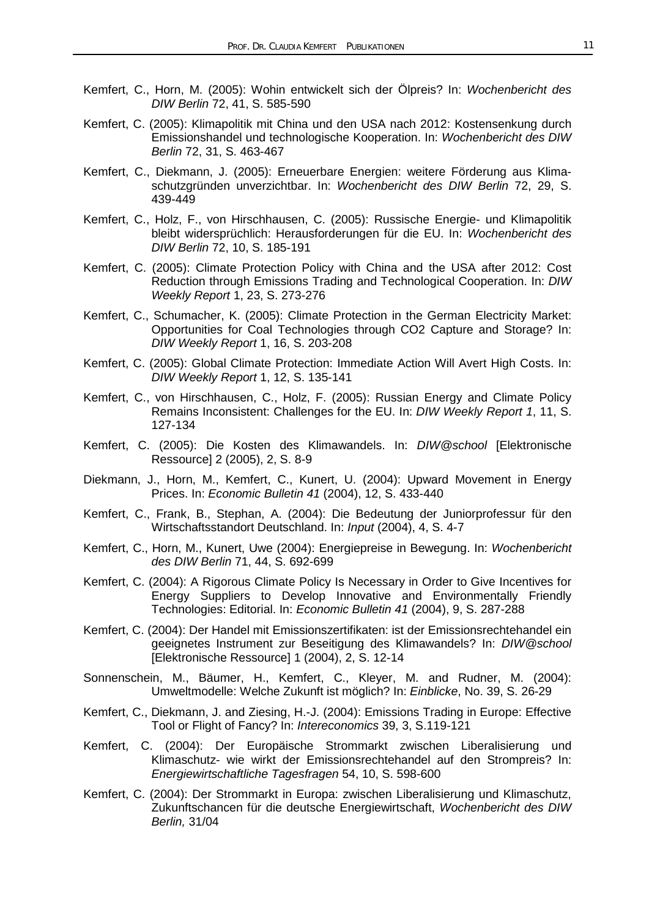Kemfert, C., Horn, M. (2005): Wohin entwickelt sich der Ölpreis? In: *Wochenbericht des DIW Berlin* 72, 41, S. 585-590

Kemfert, C. (2005): Klimapolitik mit China und den USA nach 2012: Kostensenkung durch Emissionshandel und technologische Kooperation. In: *Wochenbericht des DIW Berlin* 72, 31, S. 463-467

Kemfert, C., Diekmann, J. (2005): Erneuerbare Energien: weitere Förderung aus Klimaschutzgründen unverzichtbar. In: *Wochenbericht des DIW Berlin* 72, 29, S. 439-449

Kemfert, C., Holz, F., von Hirschhausen, C. (2005): Russische Energie- und Klimapolitik bleibt widersprüchlich: Herausforderungen für die EU. In: *Wochenbericht des DIW Berlin* 72, 10, S. 185-191

Kemfert, C. (2005): Climate Protection Policy with China and the USA after 2012: Cost Reduction through Emissions Trading and Technological Cooperation. In: *DIW Weekly Report* 1, 23, S. 273-276

Kemfert, C., Schumacher, K. (2005): Climate Protection in the German Electricity Market: Opportunities for Coal Technologies through CO2 Capture and Storage? In: *DIW Weekly Report* 1, 16, S. 203-208

Kemfert, C. (2005): Global Climate Protection: Immediate Action Will Avert High Costs. In: *DIW Weekly Report* 1, 12, S. 135-141

Kemfert, C., von Hirschhausen, C., Holz, F. (2005): Russian Energy and Climate Policy Remains Inconsistent: Challenges for the EU. In: *DIW Weekly Report 1*, 11, S. 127-134

Kemfert, C. (2005): Die Kosten des Klimawandels. In: *DIW@school* [Elektronische Ressource] 2 (2005), 2, S. 8-9

Diekmann, J., Horn, M., Kemfert, C., Kunert, U. (2004): Upward Movement in Energy Prices. In: *Economic Bulletin 41* (2004), 12, S. 433-440

Kemfert, C., Frank, B., Stephan, A. (2004): Die Bedeutung der Juniorprofessur für den Wirtschaftsstandort Deutschland. In: *Input* (2004), 4, S. 4-7

Kemfert, C., Horn, M., Kunert, Uwe (2004): Energiepreise in Bewegung. In: *Wochenbericht des DIW Berlin* 71, 44, S. 692-699

Kemfert, C. (2004): A Rigorous Climate Policy Is Necessary in Order to Give Incentives for Energy Suppliers to Develop Innovative and Environmentally Friendly Technologies: Editorial. In: *Economic Bulletin 41* (2004), 9, S. 287-288

Kemfert, C. (2004): Der Handel mit Emissionszertifikaten: ist der Emissionsrechtehandel ein geeignetes Instrument zur Beseitigung des Klimawandels? In: *DIW@school* [Elektronische Ressource] 1 (2004), 2, S. 12-14

Sonnenschein, M., Bäumer, H., Kemfert, C., Kleyer, M. and Rudner, M. (2004): Umweltmodelle: Welche Zukunft ist möglich? In: *Einblicke*, No. 39, S. 26-29

Kemfert, C., Diekmann, J. and Ziesing, H.-J. (2004): Emissions Trading in Europe: Effective Tool or Flight of Fancy? In: *Intereconomics* 39, 3, S.119-121

Kemfert, C. (2004): Der Europäische Strommarkt zwischen Liberalisierung und Klimaschutz- wie wirkt der Emissionsrechtehandel auf den Strompreis? In: *Energiewirtschaftliche Tagesfragen* 54, 10, S. 598-600

Kemfert, C. (2004): Der Strommarkt in Europa: zwischen Liberalisierung und Klimaschutz, Zukunftschancen für die deutsche Energiewirtschaft, *Wochenbericht des DIW Berlin,* 31/04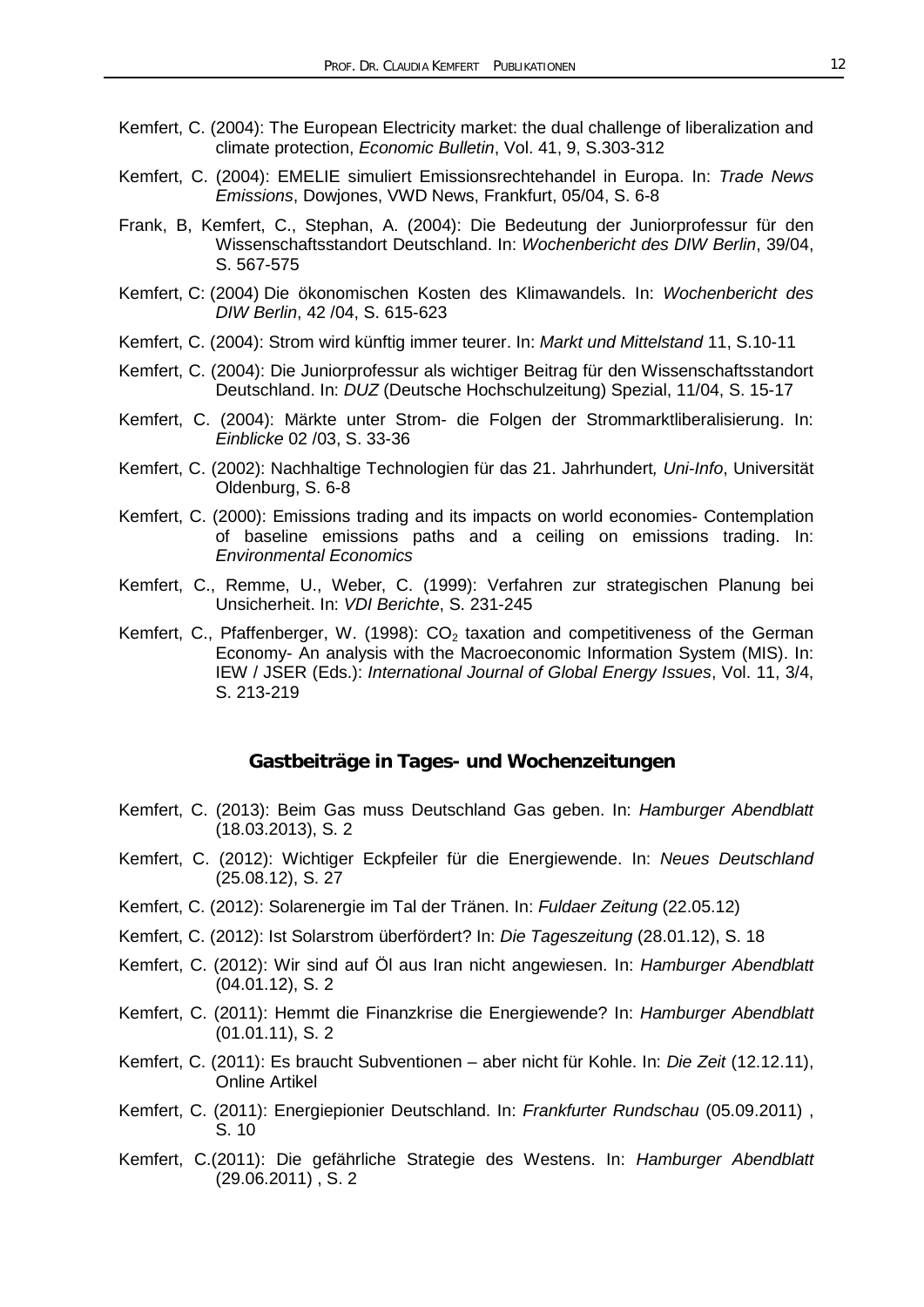Kemfert, C. (2004): The European Electricity market: the dual challenge of liberalization and climate protection, *Economic Bulletin*, Vol. 41, 9, S.303-312

Kemfert, C. (2004): EMELIE simuliert Emissionsrechtehandel in Europa. In: *Trade News Emissions*, Dowjones, VWD News, Frankfurt, 05/04, S. 6-8

Frank, B, Kemfert, C., Stephan, A. (2004): Die Bedeutung der Juniorprofessur für den Wissenschaftsstandort Deutschland. In: *Wochenbericht des DIW Berlin*, 39/04, S. 567-575

Kemfert, C: (2004) Die ökonomischen Kosten des Klimawandels. In: *Wochenbericht des DIW Berlin*, 42 /04, S. 615-623

Kemfert, C. (2004): Strom wird künftig immer teurer. In: *Markt und Mittelstand* 11, S.10-11

Kemfert, C. (2004): Die Juniorprofessur als wichtiger Beitrag für den Wissenschaftsstandort Deutschland. In: *DUZ* (Deutsche Hochschulzeitung) Spezial, 11/04, S. 15-17

Kemfert, C. (2004): Märkte unter Strom- die Folgen der Strommarktliberalisierung. In: *Einblicke* 02 /03, S. 33-36

Kemfert, C. (2002): Nachhaltige Technologien für das 21. Jahrhundert*, Uni-Info*, Universität Oldenburg, S. 6-8

Kemfert, C. (2000): Emissions trading and its impacts on world economies- Contemplation of baseline emissions paths and a ceiling on emissions trading. In: *Environmental Economics*

Kemfert, C., Remme, U., Weber, C. (1999): Verfahren zur strategischen Planung bei Unsicherheit. In: *VDI Berichte*, S. 231-245

Kemfert, C., Pfaffenberger, W. (1998): $CO_2$ taxation and competitiveness of the German Economy- An analysis with the Macroeconomic Information System (MIS). In: IEW / JSER (Eds.): *International Journal of Global Energy Issues*, Vol. 11, 3/4, S. 213-219

## Gastbeiträge in Tages- und Wochenzeitungen

Kemfert, C. (2013): Beim Gas muss Deutschland Gas geben. In: *Hamburger Abendblatt* (18.03.2013), S. 2

Kemfert, C. (2012): Wichtiger Eckpfeiler für die Energiewende. In: *Neues Deutschland* (25.08.12), S. 27

Kemfert, C. (2012): Solarenergie im Tal der Tränen. In: *Fuldaer Zeitung* (22.05.12)

Kemfert, C. (2012): Ist Solarstrom überfördert? In: *Die Tageszeitung* (28.01.12), S. 18

Kemfert, C. (2012): Wir sind auf Öl aus Iran nicht angewiesen. In: *Hamburger Abendblatt* (04.01.12), S. 2

Kemfert, C. (2011): Hemmt die Finanzkrise die Energiewende? In: *Hamburger Abendblatt* (01.01.11), S. 2

Kemfert, C. (2011): Es braucht Subventionen – aber nicht für Kohle. In: *Die Zeit* (12.12.11), Online Artikel

Kemfert, C. (2011): Energiepionier Deutschland. In: *Frankfurter Rundschau* (05.09.2011) , S. 10

Kemfert, C.(2011): Die gefährliche Strategie des Westens. In: *Hamburger Abendblatt* (29.06.2011) , S. 2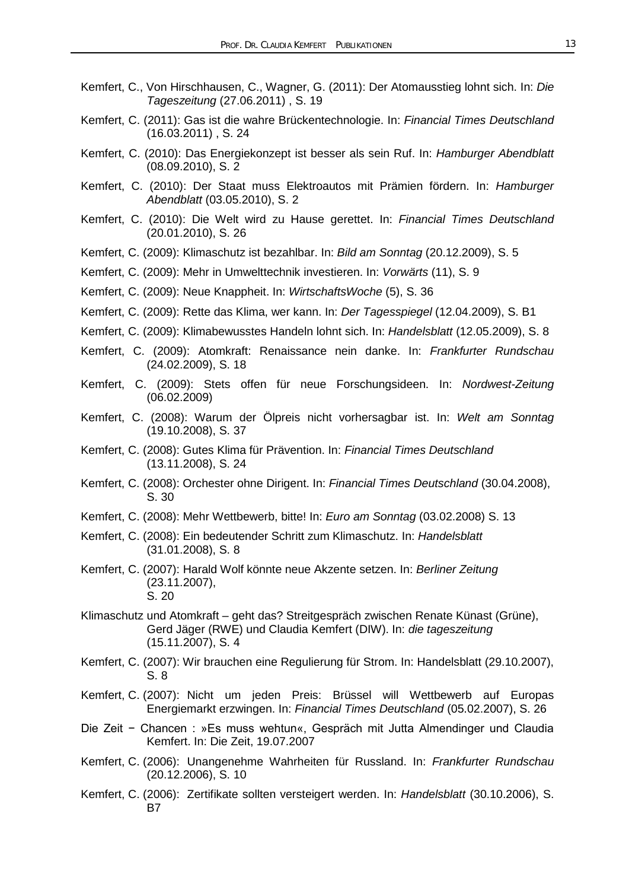Kemfert, C., Von Hirschhausen, C., Wagner, G. (2011): Der Atomausstieg lohnt sich. In: *Die Tageszeitung* (27.06.2011) , S. 19

Kemfert, C. (2011): Gas ist die wahre Brückentechnologie. In: *Financial Times Deutschland* (16.03.2011) , S. 24

Kemfert, C. (2010): Das Energiekonzept ist besser als sein Ruf. In: *Hamburger Abendblatt* (08.09.2010), S. 2

Kemfert, C. (2010): Der Staat muss Elektroautos mit Prämien fördern. In: *Hamburger Abendblatt* (03.05.2010), S. 2

Kemfert, C. (2010): Die Welt wird zu Hause gerettet. In: *Financial Times Deutschland* (20.01.2010), S. 26

Kemfert, C. (2009): Klimaschutz ist bezahlbar. In: *Bild am Sonntag* (20.12.2009), S. 5

Kemfert, C. (2009): Mehr in Umwelttechnik investieren. In: *Vorwärts* (11), S. 9

Kemfert, C. (2009): Neue Knappheit. In: *WirtschaftsWoche* (5), S. 36

Kemfert, C. (2009): Rette das Klima, wer kann. In: *Der Tagesspiegel* (12.04.2009), S. B1

Kemfert, C. (2009): Klimabewusstes Handeln lohnt sich. In: *Handelsblatt* (12.05.2009), S. 8

Kemfert, C. (2009): Atomkraft: Renaissance nein danke. In: *Frankfurter Rundschau* (24.02.2009), S. 18

Kemfert, C. (2009): Stets offen für neue Forschungsideen. In: *Nordwest-Zeitung* (06.02.2009)

Kemfert, C. (2008): Warum der Ölpreis nicht vorhersagbar ist. In: *Welt am Sonntag* (19.10.2008), S. 37

Kemfert, C. (2008): Gutes Klima für Prävention. In: *Financial Times Deutschland* (13.11.2008), S. 24

Kemfert, C. (2008): Orchester ohne Dirigent. In: *Financial Times Deutschland* (30.04.2008), S. 30

Kemfert, C. (2008): Mehr Wettbewerb, bitte! In: *Euro am Sonntag* (03.02.2008) S. 13

Kemfert, C. (2008): Ein bedeutender Schritt zum Klimaschutz. In: *Handelsblatt* (31.01.2008), S. 8

Kemfert, C. (2007): Harald Wolf könnte neue Akzente setzen. In: *Berliner Zeitung* (23.11.2007), S. 20

Klimaschutz und Atomkraft – geht das? Streitgespräch zwischen Renate Künast (Grüne), Gerd Jäger (RWE) und Claudia Kemfert (DIW). In: *die tageszeitung* (15.11.2007), S. 4

Kemfert, C. (2007): Wir brauchen eine Regulierung für Strom. In: Handelsblatt (29.10.2007), S. 8

Kemfert, C. (2007): Nicht um jeden Preis: Brüssel will Wettbewerb auf Europas Energiemarkt erzwingen. In: *Financial Times Deutschland* (05.02.2007), S. 26

Die Zeit − Chancen : »Es muss wehtun«, Gespräch mit Jutta Almendinger und Claudia Kemfert. In: Die Zeit, 19.07.2007

Kemfert, C. (2006): Unangenehme Wahrheiten für Russland. In: *Frankfurter Rundschau* (20.12.2006), S. 10

Kemfert, C. (2006): Zertifikate sollten versteigert werden. In: *Handelsblatt* (30.10.2006), S. B7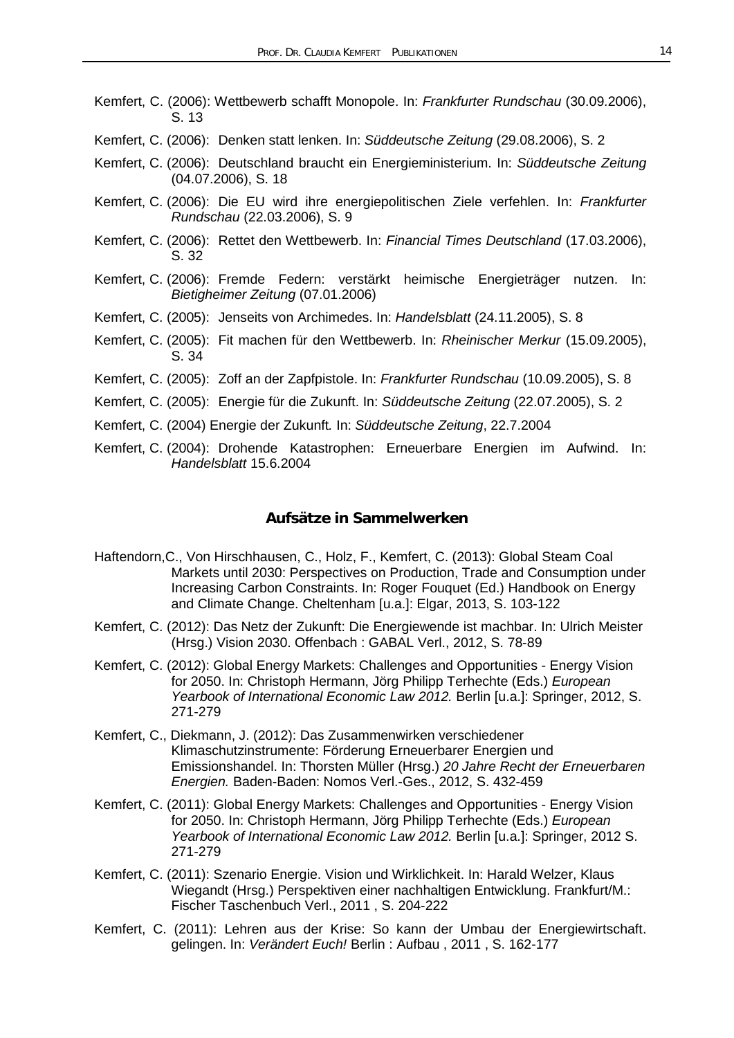Kemfert, C. (2006): Wettbewerb schafft Monopole. In: *Frankfurter Rundschau* (30.09.2006), S. 13

Kemfert, C. (2006): Denken statt lenken. In: *Süddeutsche Zeitung* (29.08.2006), S. 2

Kemfert, C. (2006): Deutschland braucht ein Energieministerium. In: *Süddeutsche Zeitung* (04.07.2006), S. 18

Kemfert, C. (2006): Die EU wird ihre energiepolitischen Ziele verfehlen. In: *Frankfurter Rundschau* (22.03.2006), S. 9

Kemfert, C. (2006): Rettet den Wettbewerb. In: *Financial Times Deutschland* (17.03.2006), S. 32

Kemfert, C. (2006): Fremde Federn: verstärkt heimische Energieträger nutzen. In: *Bietigheimer Zeitung* (07.01.2006)

Kemfert, C. (2005): Jenseits von Archimedes. In: *Handelsblatt* (24.11.2005), S. 8

Kemfert, C. (2005): Fit machen für den Wettbewerb. In: *Rheinischer Merkur* (15.09.2005), S. 34

Kemfert, C. (2005): Zoff an der Zapfpistole. In: *Frankfurter Rundschau* (10.09.2005), S. 8

Kemfert, C. (2005): Energie für die Zukunft. In: *Süddeutsche Zeitung* (22.07.2005), S. 2

Kemfert, C. (2004) Energie der Zukunft*.* In: *Süddeutsche Zeitung*, 22.7.2004

Kemfert, C. (2004): Drohende Katastrophen: Erneuerbare Energien im Aufwind. In: *Handelsblatt* 15.6.2004

## Aufsätze in Sammelwerken

Haftendorn,C., Von Hirschhausen, C., Holz, F., Kemfert, C. (2013): Global Steam Coal Markets until 2030: Perspectives on Production, Trade and Consumption under Increasing Carbon Constraints. In: Roger Fouquet (Ed.) Handbook on Energy and Climate Change. Cheltenham [u.a.]: Elgar, 2013, S. 103-122

Kemfert, C. (2012): Das Netz der Zukunft: Die Energiewende ist machbar. In: Ulrich Meister (Hrsg.) Vision 2030. Offenbach : GABAL Verl., 2012, S. 78-89

Kemfert, C. (2012): Global Energy Markets: Challenges and Opportunities - Energy Vision for 2050. In: Christoph Hermann, Jörg Philipp Terhechte (Eds.) *European Yearbook of International Economic Law 2012.* Berlin [u.a.]: Springer, 2012, S. 271-279

Kemfert, C., Diekmann, J. (2012): Das Zusammenwirken verschiedener Klimaschutzinstrumente: Förderung Erneuerbarer Energien und Emissionshandel. In: Thorsten Müller (Hrsg.) *20 Jahre Recht der Erneuerbaren Energien.* Baden-Baden: Nomos Verl.-Ges., 2012, S. 432-459

Kemfert, C. (2011): Global Energy Markets: Challenges and Opportunities - Energy Vision for 2050. In: Christoph Hermann, Jörg Philipp Terhechte (Eds.) *European Yearbook of International Economic Law 2012.* Berlin [u.a.]: Springer, 2012 S. 271-279

Kemfert, C. (2011): Szenario Energie. Vision und Wirklichkeit. In: Harald Welzer, Klaus Wiegandt (Hrsg.) Perspektiven einer nachhaltigen Entwicklung. Frankfurt/M.: Fischer Taschenbuch Verl., 2011 , S. 204-222

Kemfert, C. (2011): Lehren aus der Krise: So kann der Umbau der Energiewirtschaft. gelingen. In: *Verändert Euch!* Berlin : Aufbau , 2011 , S. 162-177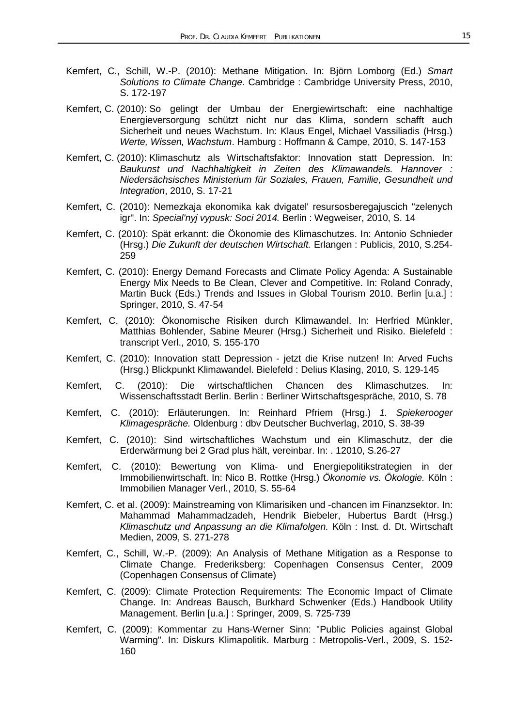Kemfert, C., Schill, W.-P. (2010): Methane Mitigation. In: Björn Lomborg (Ed.) *Smart Solutions to Climate Change*. Cambridge : Cambridge University Press, 2010, S. 172-197

Kemfert, C. (2010): So gelingt der Umbau der Energiewirtschaft: eine nachhaltige Energieversorgung schützt nicht nur das Klima, sondern schafft auch Sicherheit und neues Wachstum. In: Klaus Engel, Michael Vassiliadis (Hrsg.) *Werte, Wissen, Wachstum*. Hamburg : Hoffmann & Campe, 2010, S. 147-153

Kemfert, C. (2010): Klimaschutz als Wirtschaftsfaktor: Innovation statt Depression. In: *Baukunst und Nachhaltigkeit in Zeiten des Klimawandels. Hannover : Niedersächsisches Ministerium für Soziales, Frauen, Familie, Gesundheit und Integration*, 2010, S. 17-21

Kemfert, C. (2010): Nemezkaja ekonomika kak dvigatel' resursosberegajuscich "zelenych igr". In: *Special'nyj vypusk: Soci 2014.* Berlin : Wegweiser, 2010, S. 14

Kemfert, C. (2010): Spät erkannt: die Ökonomie des Klimaschutzes. In: Antonio Schnieder (Hrsg.) *Die Zukunft der deutschen Wirtschaft.* Erlangen : Publicis, 2010, S.254-259

Kemfert, C. (2010): Energy Demand Forecasts and Climate Policy Agenda: A Sustainable Energy Mix Needs to Be Clean, Clever and Competitive. In: Roland Conrady, Martin Buck (Eds.) Trends and Issues in Global Tourism 2010. Berlin [u.a.] : Springer, 2010, S. 47-54

Kemfert, C. (2010): Ökonomische Risiken durch Klimawandel. In: Herfried Münkler, Matthias Bohlender, Sabine Meurer (Hrsg.) Sicherheit und Risiko. Bielefeld : transcript Verl., 2010, S. 155-170

Kemfert, C. (2010): Innovation statt Depression - jetzt die Krise nutzen! In: Arved Fuchs (Hrsg.) Blickpunkt Klimawandel. Bielefeld : Delius Klasing, 2010, S. 129-145

Kemfert, C. (2010): Die wirtschaftlichen Chancen des Klimaschutzes. In: Wissenschaftsstadt Berlin. Berlin : Berliner Wirtschaftsgespräche, 2010, S. 78

Kemfert, C. (2010): Erläuterungen. In: Reinhard Pfriem (Hrsg.) *1. Spiekerooger Klimagespräche.* Oldenburg : dbv Deutscher Buchverlag, 2010, S. 38-39

Kemfert, C. (2010): Sind wirtschaftliches Wachstum und ein Klimaschutz, der die Erderwärmung bei 2 Grad plus hält, vereinbar. In: . 12010, S.26-27

Kemfert, C. (2010): Bewertung von Klima- und Energiepolitikstrategien in der Immobilienwirtschaft. In: Nico B. Rottke (Hrsg.) *Ökonomie vs. Ökologie.* Köln : Immobilien Manager Verl., 2010, S. 55-64

Kemfert, C. et al. (2009): Mainstreaming von Klimarisiken und -chancen im Finanzsektor. In: Mahammad Mahammadzadeh, Hendrik Biebeler, Hubertus Bardt (Hrsg.) *Klimaschutz und Anpassung an die Klimafolgen.* Köln : Inst. d. Dt. Wirtschaft Medien, 2009, S. 271-278

Kemfert, C., Schill, W.-P. (2009): An Analysis of Methane Mitigation as a Response to Climate Change. Frederiksberg: Copenhagen Consensus Center, 2009 (Copenhagen Consensus of Climate)

Kemfert, C. (2009): Climate Protection Requirements: The Economic Impact of Climate Change. In: Andreas Bausch, Burkhard Schwenker (Eds.) Handbook Utility Management. Berlin [u.a.] : Springer, 2009, S. 725-739

Kemfert, C. (2009): Kommentar zu Hans-Werner Sinn: "Public Policies against Global Warming". In: Diskurs Klimapolitik. Marburg : Metropolis-Verl., 2009, S. 152-160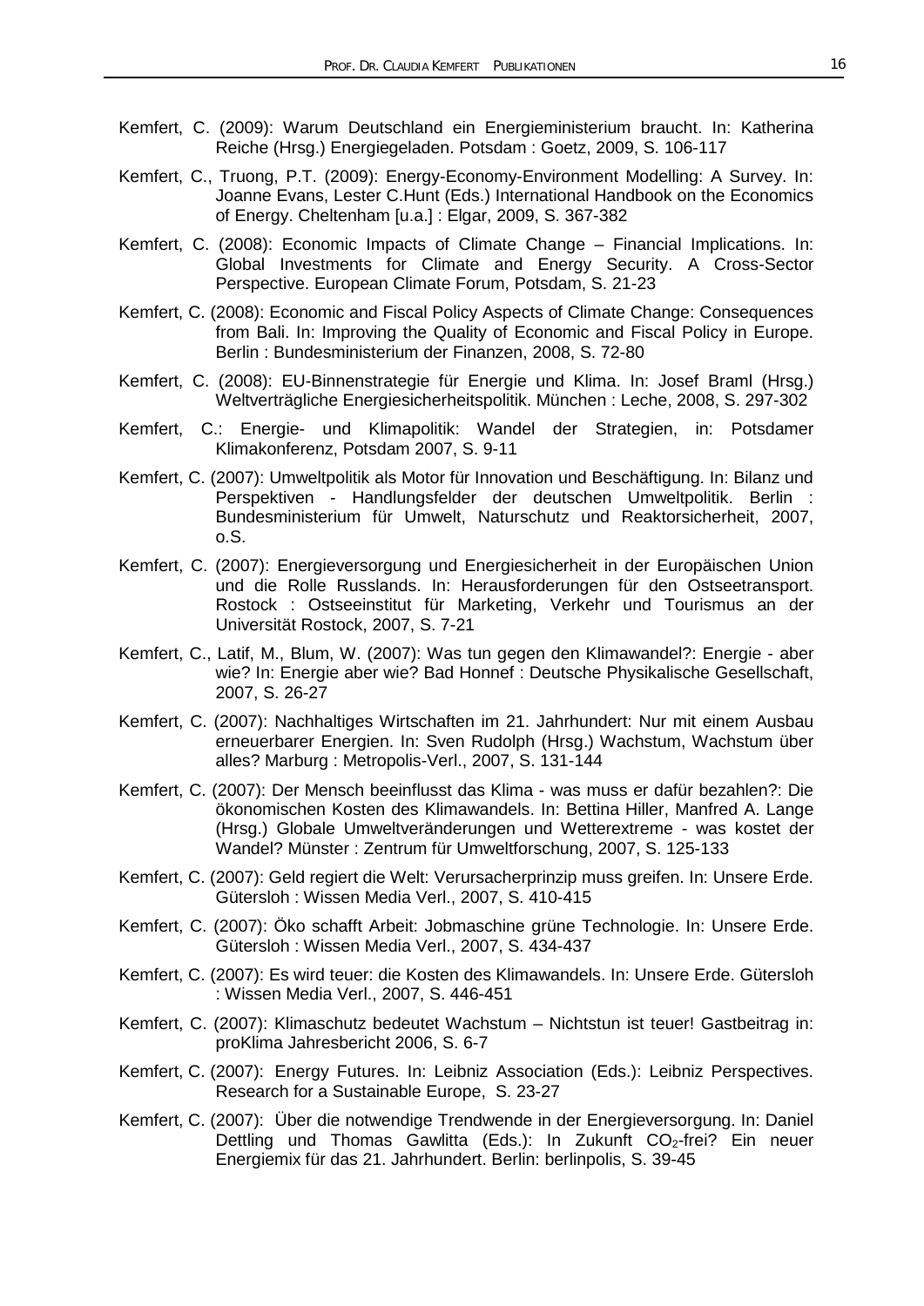Kemfert, C. (2009): Warum Deutschland ein Energieministerium braucht. In: Katherina Reiche (Hrsg.) Energiegeladen. Potsdam : Goetz, 2009, S. 106-117

Kemfert, C., Truong, P.T. (2009): Energy-Economy-Environment Modelling: A Survey. In: Joanne Evans, Lester C.Hunt (Eds.) International Handbook on the Economics of Energy. Cheltenham [u.a.] : Elgar, 2009, S. 367-382

Kemfert, C. (2008): Economic Impacts of Climate Change – Financial Implications. In: Global Investments for Climate and Energy Security. A Cross-Sector Perspective. European Climate Forum, Potsdam, S. 21-23

Kemfert, C. (2008): Economic and Fiscal Policy Aspects of Climate Change: Consequences from Bali. In: Improving the Quality of Economic and Fiscal Policy in Europe. Berlin : Bundesministerium der Finanzen, 2008, S. 72-80

Kemfert, C. (2008): EU-Binnenstrategie für Energie und Klima. In: Josef Braml (Hrsg.) Weltverträgliche Energiesicherheitspolitik. München : Leche, 2008, S. 297-302

Kemfert, C.: Energie- und Klimapolitik: Wandel der Strategien, in: Potsdamer Klimakonferenz, Potsdam 2007, S. 9-11

Kemfert, C. (2007): Umweltpolitik als Motor für Innovation und Beschäftigung. In: Bilanz und Perspektiven - Handlungsfelder der deutschen Umweltpolitik. Berlin : Bundesministerium für Umwelt, Naturschutz und Reaktorsicherheit, 2007, o.S.

Kemfert, C. (2007): Energieversorgung und Energiesicherheit in der Europäischen Union und die Rolle Russlands. In: Herausforderungen für den Ostseetransport. Rostock : Ostseeinstitut für Marketing, Verkehr und Tourismus an der Universität Rostock, 2007, S. 7-21

Kemfert, C., Latif, M., Blum, W. (2007): Was tun gegen den Klimawandel?: Energie - aber wie? In: Energie aber wie? Bad Honnef : Deutsche Physikalische Gesellschaft, 2007, S. 26-27

Kemfert, C. (2007): Nachhaltiges Wirtschaften im 21. Jahrhundert: Nur mit einem Ausbau erneuerbarer Energien. In: Sven Rudolph (Hrsg.) Wachstum, Wachstum über alles? Marburg : Metropolis-Verl., 2007, S. 131-144

Kemfert, C. (2007): Der Mensch beeinflusst das Klima - was muss er dafür bezahlen?: Die ökonomischen Kosten des Klimawandels. In: Bettina Hiller, Manfred A. Lange (Hrsg.) Globale Umweltveränderungen und Wetterextreme - was kostet der Wandel? Münster : Zentrum für Umweltforschung, 2007, S. 125-133

Kemfert, C. (2007): Geld regiert die Welt: Verursacherprinzip muss greifen. In: Unsere Erde. Gütersloh : Wissen Media Verl., 2007, S. 410-415

Kemfert, C. (2007): Öko schafft Arbeit: Jobmaschine grüne Technologie. In: Unsere Erde. Gütersloh : Wissen Media Verl., 2007, S. 434-437

Kemfert, C. (2007): Es wird teuer: die Kosten des Klimawandels. In: Unsere Erde. Gütersloh : Wissen Media Verl., 2007, S. 446-451

Kemfert, C. (2007): Klimaschutz bedeutet Wachstum – Nichtstun ist teuer! Gastbeitrag in: proKlima Jahresbericht 2006, S. 6-7

Kemfert, C. (2007): Energy Futures. In: Leibniz Association (Eds.): Leibniz Perspectives. Research for a Sustainable Europe, S. 23-27

Kemfert, C. (2007): Über die notwendige Trendwende in der Energieversorgung. In: Daniel Dettling und Thomas Gawlitta (Eds.): In Zukunft $CO_2$-frei? Ein neuer Energiemix für das 21. Jahrhundert. Berlin: berlinpolis, S. 39-45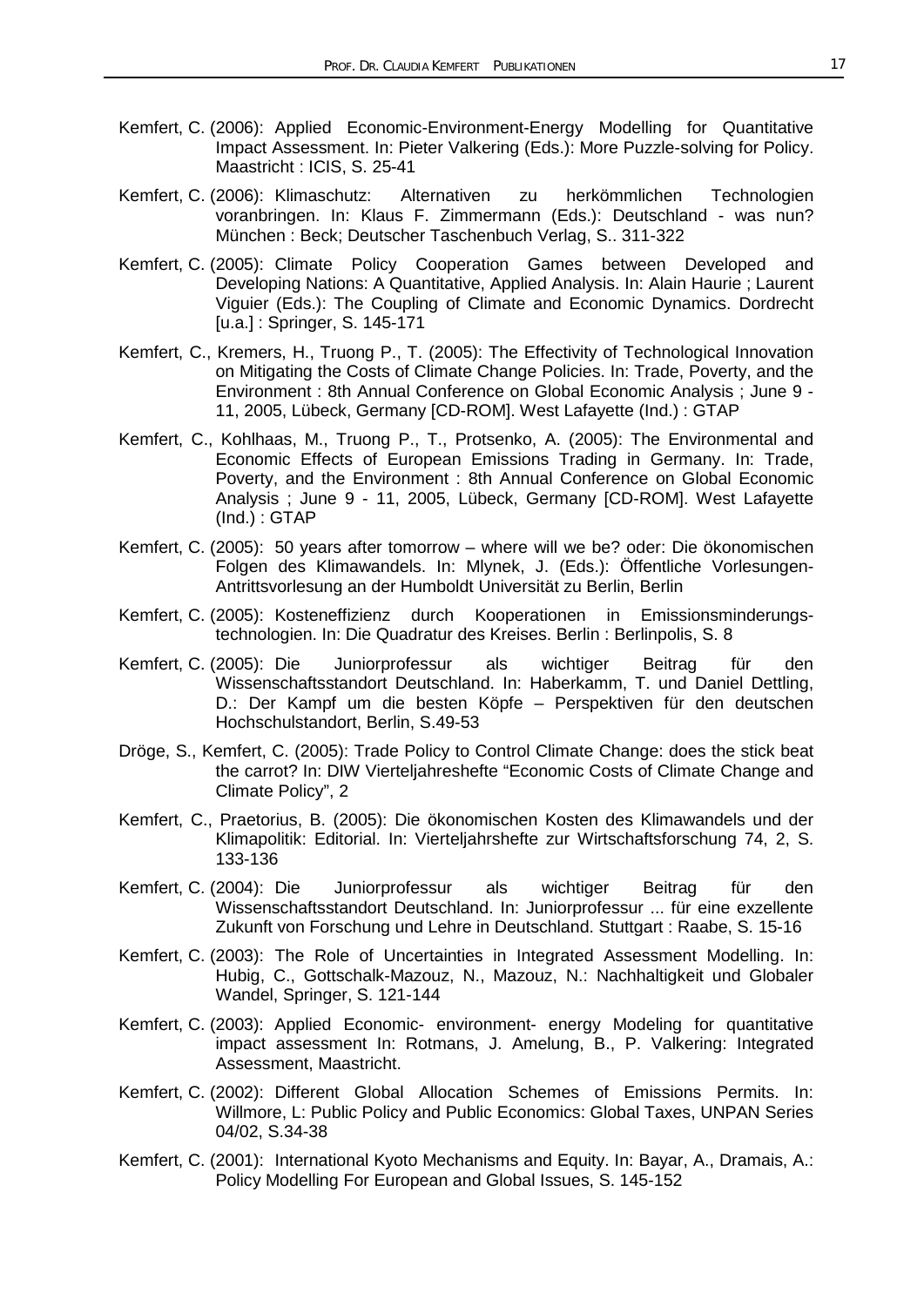Kemfert, C. (2006): Applied Economic-Environment-Energy Modelling for Quantitative Impact Assessment. In: Pieter Valkering (Eds.): More Puzzle-solving for Policy. Maastricht : ICIS, S. 25-41

Kemfert, C. (2006): Klimaschutz: Alternativen zu herkömmlichen Technologien voranbringen. In: Klaus F. Zimmermann (Eds.): Deutschland - was nun? München : Beck; Deutscher Taschenbuch Verlag, S.. 311-322

Kemfert, C. (2005): Climate Policy Cooperation Games between Developed and Developing Nations: A Quantitative, Applied Analysis. In: Alain Haurie ; Laurent Viguier (Eds.): The Coupling of Climate and Economic Dynamics. Dordrecht [u.a.] : Springer, S. 145-171

Kemfert, C., Kremers, H., Truong P., T. (2005): The Effectivity of Technological Innovation on Mitigating the Costs of Climate Change Policies. In: Trade, Poverty, and the Environment : 8th Annual Conference on Global Economic Analysis ; June 9 - 11, 2005, Lübeck, Germany [CD-ROM]. West Lafayette (Ind.) : GTAP

Kemfert, C., Kohlhaas, M., Truong P., T., Protsenko, A. (2005): The Environmental and Economic Effects of European Emissions Trading in Germany. In: Trade, Poverty, and the Environment : 8th Annual Conference on Global Economic Analysis ; June 9 - 11, 2005, Lübeck, Germany [CD-ROM]. West Lafayette (Ind.) : GTAP

Kemfert, C. (2005): 50 years after tomorrow – where will we be? oder: Die ökonomischen Folgen des Klimawandels. In: Mlynek, J. (Eds.): Öffentliche Vorlesungen-Antrittsvorlesung an der Humboldt Universität zu Berlin, Berlin

Kemfert, C. (2005): Kosteneffizienz durch Kooperationen in Emissionsminderungs-technologien. In: Die Quadratur des Kreises. Berlin : Berlinpolis, S. 8

Kemfert, C. (2005): Die Juniorprofessur als wichtiger Beitrag für den Wissenschaftsstandort Deutschland. In: Haberkamm, T. und Daniel Dettling, D.: Der Kampf um die besten Köpfe – Perspektiven für den deutschen Hochschulstandort, Berlin, S.49-53

Dröge, S., Kemfert, C. (2005): Trade Policy to Control Climate Change: does the stick beat the carrot? In: DIW Vierteljahreshefte "Economic Costs of Climate Change and Climate Policy", 2

Kemfert, C., Praetorius, B. (2005): Die ökonomischen Kosten des Klimawandels und der Klimapolitik: Editorial. In: Vierteljahrshefte zur Wirtschaftsforschung 74, 2, S. 133-136

Kemfert, C. (2004): Die Juniorprofessur als wichtiger Beitrag für den Wissenschaftsstandort Deutschland. In: Juniorprofessur ... für eine exzellente Zukunft von Forschung und Lehre in Deutschland. Stuttgart : Raabe, S. 15-16

Kemfert, C. (2003): The Role of Uncertainties in Integrated Assessment Modelling. In: Hubig, C., Gottschalk-Mazouz, N., Mazouz, N.: Nachhaltigkeit und Globaler Wandel, Springer, S. 121-144

Kemfert, C. (2003): Applied Economic- environment- energy Modeling for quantitative impact assessment In: Rotmans, J. Amelung, B., P. Valkering: Integrated Assessment, Maastricht.

Kemfert, C. (2002): Different Global Allocation Schemes of Emissions Permits. In: Willmore, L: Public Policy and Public Economics: Global Taxes, UNPAN Series 04/02, S.34-38

Kemfert, C. (2001): International Kyoto Mechanisms and Equity. In: Bayar, A., Dramais, A.: Policy Modelling For European and Global Issues, S. 145-152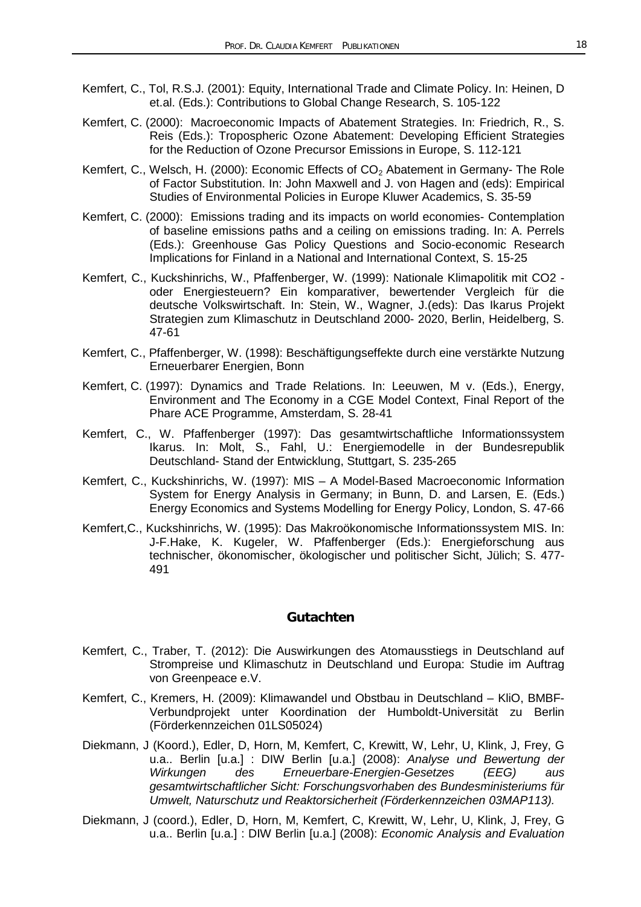Kemfert, C., Tol, R.S.J. (2001): Equity, International Trade and Climate Policy. In: Heinen, D et.al. (Eds.): Contributions to Global Change Research, S. 105-122

Kemfert, C. (2000): Macroeconomic Impacts of Abatement Strategies. In: Friedrich, R., S. Reis (Eds.): Tropospheric Ozone Abatement: Developing Efficient Strategies for the Reduction of Ozone Precursor Emissions in Europe, S. 112-121

Kemfert, C., Welsch, H. (2000): Economic Effects of $CO_2$ Abatement in Germany- The Role of Factor Substitution. In: John Maxwell and J. von Hagen and (eds): Empirical Studies of Environmental Policies in Europe Kluwer Academics, S. 35-59

Kemfert, C. (2000): Emissions trading and its impacts on world economies- Contemplation of baseline emissions paths and a ceiling on emissions trading. In: A. Perrels (Eds.): Greenhouse Gas Policy Questions and Socio-economic Research Implications for Finland in a National and International Context, S. 15-25

Kemfert, C., Kuckshinrichs, W., Pfaffenberger, W. (1999): Nationale Klimapolitik mit CO2 - oder Energiesteuern? Ein komparativer, bewertender Vergleich für die deutsche Volkswirtschaft. In: Stein, W., Wagner, J.(eds): Das Ikarus Projekt Strategien zum Klimaschutz in Deutschland 2000- 2020, Berlin, Heidelberg, S. 47-61

Kemfert, C., Pfaffenberger, W. (1998): Beschäftigungseffekte durch eine verstärkte Nutzung Erneuerbarer Energien, Bonn

Kemfert, C. (1997): Dynamics and Trade Relations. In: Leeuwen, M v. (Eds.), Energy, Environment and The Economy in a CGE Model Context, Final Report of the Phare ACE Programme, Amsterdam, S. 28-41

Kemfert, C., W. Pfaffenberger (1997): Das gesamtwirtschaftliche Informationssystem Ikarus. In: Molt, S., Fahl, U.: Energiemodelle in der Bundesrepublik Deutschland- Stand der Entwicklung, Stuttgart, S. 235-265

Kemfert, C., Kuckshinrichs, W. (1997): MIS – A Model-Based Macroeconomic Information System for Energy Analysis in Germany; in Bunn, D. and Larsen, E. (Eds.) Energy Economics and Systems Modelling for Energy Policy, London, S. 47-66

Kemfert,C., Kuckshinrichs, W. (1995): Das Makroökonomische Informationssystem MIS. In: J-F.Hake, K. Kugeler, W. Pfaffenberger (Eds.): Energieforschung aus technischer, ökonomischer, ökologischer und politischer Sicht, Jülich; S. 477-491

## Gutachten

Kemfert, C., Traber, T. (2012): Die Auswirkungen des Atomausstiegs in Deutschland auf Strompreise und Klimaschutz in Deutschland und Europa: Studie im Auftrag von Greenpeace e.V.

Kemfert, C., Kremers, H. (2009): Klimawandel und Obstbau in Deutschland – KliO, BMBF-Verbundprojekt unter Koordination der Humboldt-Universität zu Berlin (Förderkennzeichen 01LS05024)

Diekmann, J (Koord.), Edler, D, Horn, M, Kemfert, C, Krewitt, W, Lehr, U, Klink, J, Frey, G u.a.. Berlin [u.a.] : DIW Berlin [u.a.] (2008): *Analyse und Bewertung der Wirkungen des Erneuerbare-Energien-Gesetzes (EEG) aus gesamtwirtschaftlicher Sicht: Forschungsvorhaben des Bundesministeriums für Umwelt, Naturschutz und Reaktorsicherheit (Förderkennzeichen 03MAP113).*

Diekmann, J (coord.), Edler, D, Horn, M, Kemfert, C, Krewitt, W, Lehr, U, Klink, J, Frey, G u.a.. Berlin [u.a.] : DIW Berlin [u.a.] (2008): *Economic Analysis and Evaluation*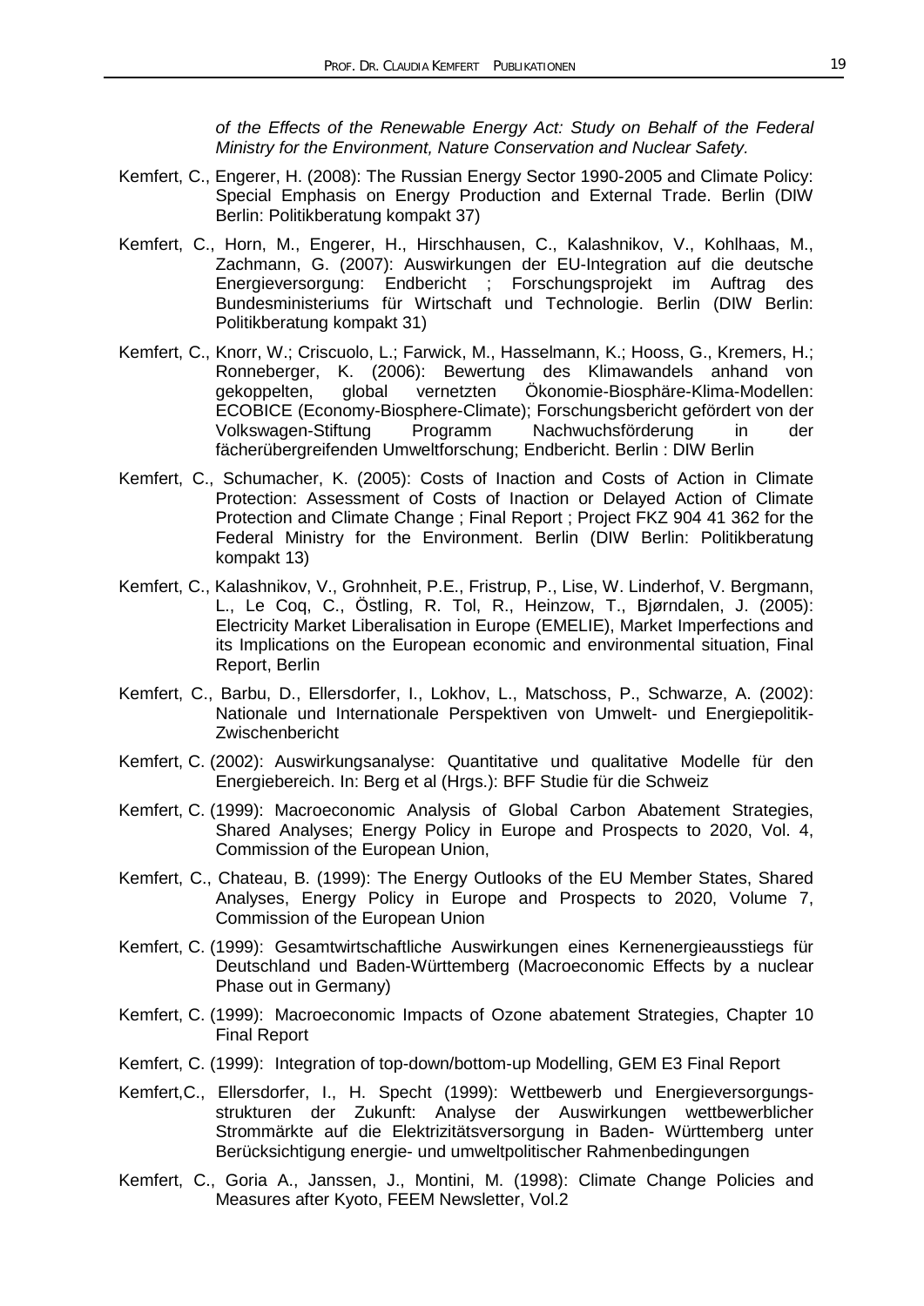*of the Effects of the Renewable Energy Act: Study on Behalf of the Federal Ministry for the Environment, Nature Conservation and Nuclear Safety.*

Kemfert, C., Engerer, H. (2008): The Russian Energy Sector 1990-2005 and Climate Policy: Special Emphasis on Energy Production and External Trade. Berlin (DIW Berlin: Politikberatung kompakt 37)

Kemfert, C., Horn, M., Engerer, H., Hirschhausen, C., Kalashnikov, V., Kohlhaas, M., Zachmann, G. (2007): Auswirkungen der EU-Integration auf die deutsche Energieversorgung: Endbericht ; Forschungsprojekt im Auftrag des Bundesministeriums für Wirtschaft und Technologie. Berlin (DIW Berlin: Politikberatung kompakt 31)

Kemfert, C., Knorr, W.; Criscuolo, L.; Farwick, M., Hasselmann, K.; Hooss, G., Kremers, H.; Ronneberger, K. (2006): Bewertung des Klimawandels anhand von gekoppelten, global vernetzten Ökonomie-Biosphäre-Klima-Modellen: ECOBICE (Economy-Biosphere-Climate); Forschungsbericht gefördert von der Volkswagen-Stiftung Programm Nachwuchsförderung in der fächerübergreifenden Umweltforschung; Endbericht. Berlin : DIW Berlin

Kemfert, C., Schumacher, K. (2005): Costs of Inaction and Costs of Action in Climate Protection: Assessment of Costs of Inaction or Delayed Action of Climate Protection and Climate Change ; Final Report ; Project FKZ 904 41 362 for the Federal Ministry for the Environment. Berlin (DIW Berlin: Politikberatung kompakt 13)

Kemfert, C., Kalashnikov, V., Grohnheit, P.E., Fristrup, P., Lise, W. Linderhof, V. Bergmann, L., Le Coq, C., Östling, R. Tol, R., Heinzow, T., Bjørndalen, J. (2005): Electricity Market Liberalisation in Europe (EMELIE), Market Imperfections and its Implications on the European economic and environmental situation, Final Report, Berlin

Kemfert, C., Barbu, D., Ellersdorfer, I., Lokhov, L., Matschoss, P., Schwarze, A. (2002): Nationale und Internationale Perspektiven von Umwelt- und Energiepolitik-Zwischenbericht

Kemfert, C. (2002): Auswirkungsanalyse: Quantitative und qualitative Modelle für den Energiebereich. In: Berg et al (Hrgs.): BFF Studie für die Schweiz

Kemfert, C. (1999): Macroeconomic Analysis of Global Carbon Abatement Strategies, Shared Analyses; Energy Policy in Europe and Prospects to 2020, Vol. 4, Commission of the European Union,

Kemfert, C., Chateau, B. (1999): The Energy Outlooks of the EU Member States, Shared Analyses, Energy Policy in Europe and Prospects to 2020, Volume 7, Commission of the European Union

Kemfert, C. (1999): Gesamtwirtschaftliche Auswirkungen eines Kernenergieausstiegs für Deutschland und Baden-Württemberg (Macroeconomic Effects by a nuclear Phase out in Germany)

Kemfert, C. (1999): Macroeconomic Impacts of Ozone abatement Strategies, Chapter 10 Final Report

Kemfert, C. (1999): Integration of top-down/bottom-up Modelling, GEM E3 Final Report

Kemfert,C., Ellersdorfer, I., H. Specht (1999): Wettbewerb und Energieversorgungs-strukturen der Zukunft: Analyse der Auswirkungen wettbewerblicher Strommärkte auf die Elektrizitätsversorgung in Baden- Württemberg unter Berücksichtigung energie- und umweltpolitischer Rahmenbedingungen

Kemfert, C., Goria A., Janssen, J., Montini, M. (1998): Climate Change Policies and Measures after Kyoto, FEEM Newsletter, Vol.2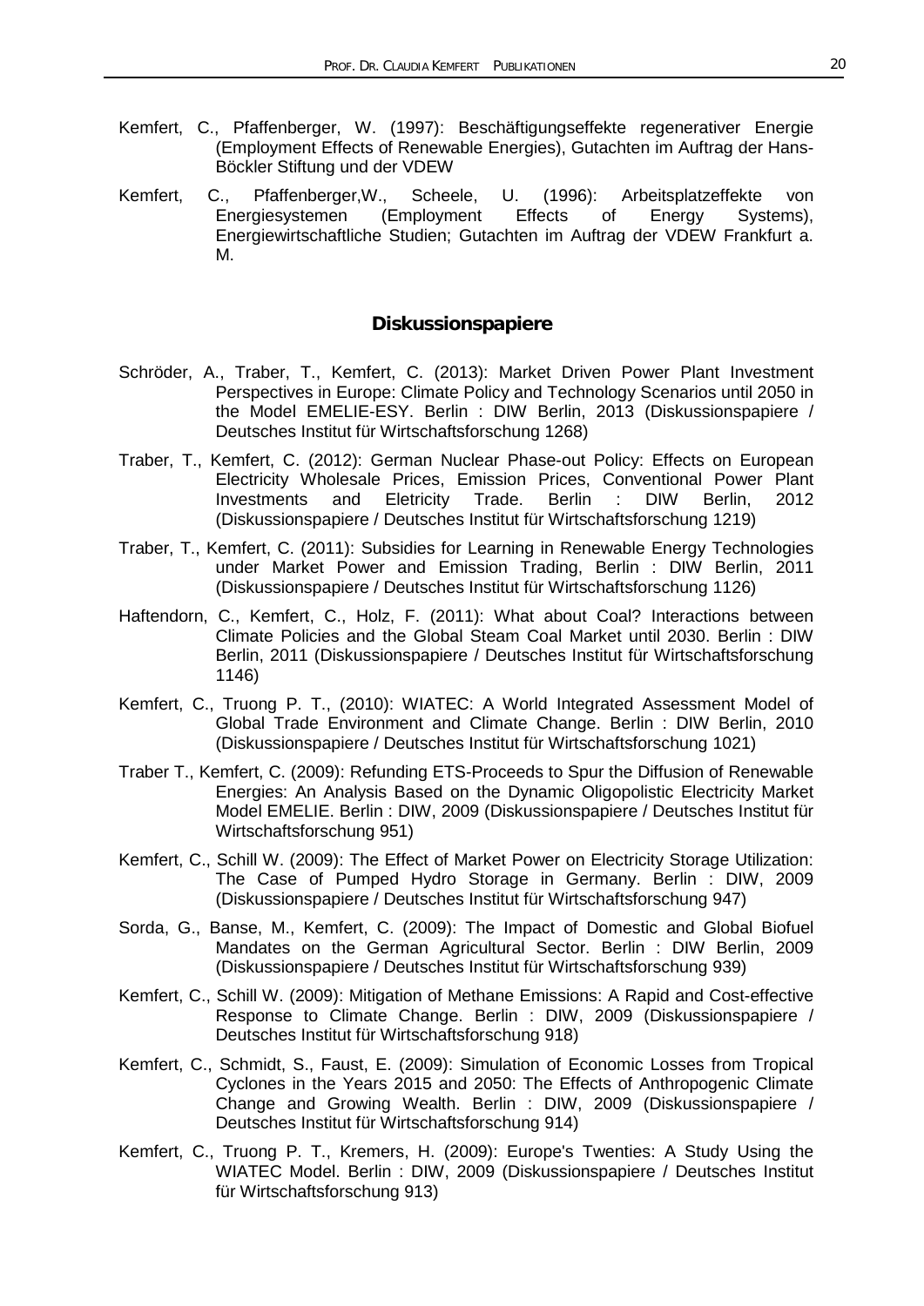Kemfert, C., Pfaffenberger, W. (1997): Beschäftigungseffekte regenerativer Energie (Employment Effects of Renewable Energies), Gutachten im Auftrag der Hans-Böckler Stiftung und der VDEW

Kemfert, C., Pfaffenberger,W., Scheele, U. (1996): Arbeitsplatzeffekte von Energiesystemen (Employment Effects of Energy Systems), Energiewirtschaftliche Studien; Gutachten im Auftrag der VDEW Frankfurt a. M.

## Diskussionspapiere

Schröder, A., Traber, T., Kemfert, C. (2013): Market Driven Power Plant Investment Perspectives in Europe: Climate Policy and Technology Scenarios until 2050 in the Model EMELIE-ESY. Berlin : DIW Berlin, 2013 (Diskussionspapiere / Deutsches Institut für Wirtschaftsforschung 1268)

Traber, T., Kemfert, C. (2012): German Nuclear Phase-out Policy: Effects on European Electricity Wholesale Prices, Emission Prices, Conventional Power Plant Investments and Eletricity Trade. Berlin : DIW Berlin, 2012 (Diskussionspapiere / Deutsches Institut für Wirtschaftsforschung 1219)

Traber, T., Kemfert, C. (2011): Subsidies for Learning in Renewable Energy Technologies under Market Power and Emission Trading, Berlin : DIW Berlin, 2011 (Diskussionspapiere / Deutsches Institut für Wirtschaftsforschung 1126)

Haftendorn, C., Kemfert, C., Holz, F. (2011): What about Coal? Interactions between Climate Policies and the Global Steam Coal Market until 2030. Berlin : DIW Berlin, 2011 (Diskussionspapiere / Deutsches Institut für Wirtschaftsforschung 1146)

Kemfert, C., Truong P. T., (2010): WIATEC: A World Integrated Assessment Model of Global Trade Environment and Climate Change. Berlin : DIW Berlin, 2010 (Diskussionspapiere / Deutsches Institut für Wirtschaftsforschung 1021)

Traber T., Kemfert, C. (2009): Refunding ETS-Proceeds to Spur the Diffusion of Renewable Energies: An Analysis Based on the Dynamic Oligopolistic Electricity Market Model EMELIE. Berlin : DIW, 2009 (Diskussionspapiere / Deutsches Institut für Wirtschaftsforschung 951)

Kemfert, C., Schill W. (2009): The Effect of Market Power on Electricity Storage Utilization: The Case of Pumped Hydro Storage in Germany. Berlin : DIW, 2009 (Diskussionspapiere / Deutsches Institut für Wirtschaftsforschung 947)

Sorda, G., Banse, M., Kemfert, C. (2009): The Impact of Domestic and Global Biofuel Mandates on the German Agricultural Sector. Berlin : DIW Berlin, 2009 (Diskussionspapiere / Deutsches Institut für Wirtschaftsforschung 939)

Kemfert, C., Schill W. (2009): Mitigation of Methane Emissions: A Rapid and Cost-effective Response to Climate Change. Berlin : DIW, 2009 (Diskussionspapiere / Deutsches Institut für Wirtschaftsforschung 918)

Kemfert, C., Schmidt, S., Faust, E. (2009): Simulation of Economic Losses from Tropical Cyclones in the Years 2015 and 2050: The Effects of Anthropogenic Climate Change and Growing Wealth. Berlin : DIW, 2009 (Diskussionspapiere / Deutsches Institut für Wirtschaftsforschung 914)

Kemfert, C., Truong P. T., Kremers, H. (2009): Europe's Twenties: A Study Using the WIATEC Model. Berlin : DIW, 2009 (Diskussionspapiere / Deutsches Institut für Wirtschaftsforschung 913)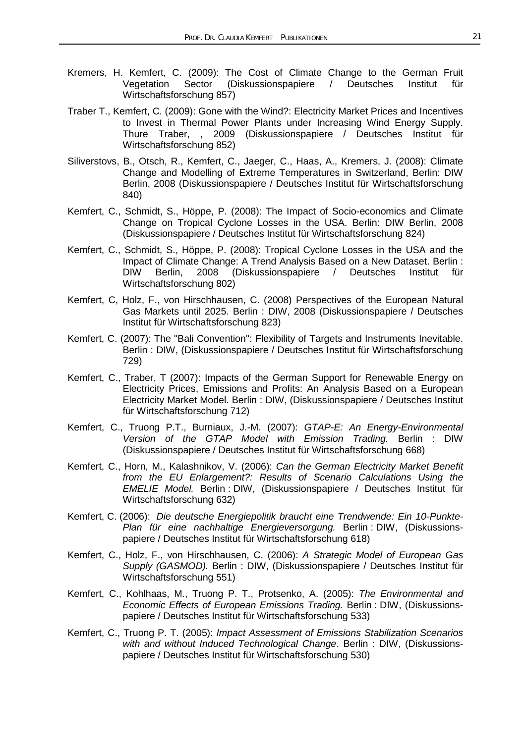Kremers, H. Kemfert, C. (2009): The Cost of Climate Change to the German Fruit Vegetation Sector (Diskussionspapiere / Deutsches Institut für Wirtschaftsforschung 857)

Traber T., Kemfert, C. (2009): Gone with the Wind?: Electricity Market Prices and Incentives to Invest in Thermal Power Plants under Increasing Wind Energy Supply. Thure Traber, , 2009 (Diskussionspapiere / Deutsches Institut für Wirtschaftsforschung 852)

Siliverstovs, B., Otsch, R., Kemfert, C., Jaeger, C., Haas, A., Kremers, J. (2008): Climate Change and Modelling of Extreme Temperatures in Switzerland, Berlin: DIW Berlin, 2008 (Diskussionspapiere / Deutsches Institut für Wirtschaftsforschung 840)

Kemfert, C., Schmidt, S., Höppe, P. (2008): The Impact of Socio-economics and Climate Change on Tropical Cyclone Losses in the USA. Berlin: DIW Berlin, 2008 (Diskussionspapiere / Deutsches Institut für Wirtschaftsforschung 824)

Kemfert, C., Schmidt, S., Höppe, P. (2008): Tropical Cyclone Losses in the USA and the Impact of Climate Change: A Trend Analysis Based on a New Dataset. Berlin : DIW Berlin, 2008 (Diskussionspapiere / Deutsches Institut für Wirtschaftsforschung 802)

Kemfert, C, Holz, F., von Hirschhausen, C. (2008) Perspectives of the European Natural Gas Markets until 2025. Berlin : DIW, 2008 (Diskussionspapiere / Deutsches Institut für Wirtschaftsforschung 823)

Kemfert, C. (2007): The "Bali Convention": Flexibility of Targets and Instruments Inevitable. Berlin : DIW, (Diskussionspapiere / Deutsches Institut für Wirtschaftsforschung 729)

Kemfert, C., Traber, T (2007): Impacts of the German Support for Renewable Energy on Electricity Prices, Emissions and Profits: An Analysis Based on a European Electricity Market Model. Berlin : DIW, (Diskussionspapiere / Deutsches Institut für Wirtschaftsforschung 712)

Kemfert, C., Truong P.T., Burniaux, J.-M. (2007): *GTAP-E: An Energy-Environmental Version of the GTAP Model with Emission Trading.* Berlin : DIW (Diskussionspapiere / Deutsches Institut für Wirtschaftsforschung 668)

Kemfert, C., Horn, M., Kalashnikov, V. (2006): *Can the German Electricity Market Benefit from the EU Enlargement?: Results of Scenario Calculations Using the EMELIE Model.* Berlin : DIW, (Diskussionspapiere / Deutsches Institut für Wirtschaftsforschung 632)

Kemfert, C. (2006): *Die deutsche Energiepolitik braucht eine Trendwende: Ein 10-Punkte-Plan für eine nachhaltige Energieversorgung.* Berlin : DIW, (Diskussionspapiere / Deutsches Institut für Wirtschaftsforschung 618)

Kemfert, C., Holz, F., von Hirschhausen, C. (2006): *A Strategic Model of European Gas Supply (GASMOD).* Berlin : DIW, (Diskussionspapiere / Deutsches Institut für Wirtschaftsforschung 551)

Kemfert, C., Kohlhaas, M., Truong P. T., Protsenko, A. (2005): *The Environmental and Economic Effects of European Emissions Trading.* Berlin : DIW, (Diskussionspapiere / Deutsches Institut für Wirtschaftsforschung 533)

Kemfert, C., Truong P. T. (2005): *Impact Assessment of Emissions Stabilization Scenarios with and without Induced Technological Change*. Berlin : DIW, (Diskussionspapiere / Deutsches Institut für Wirtschaftsforschung 530)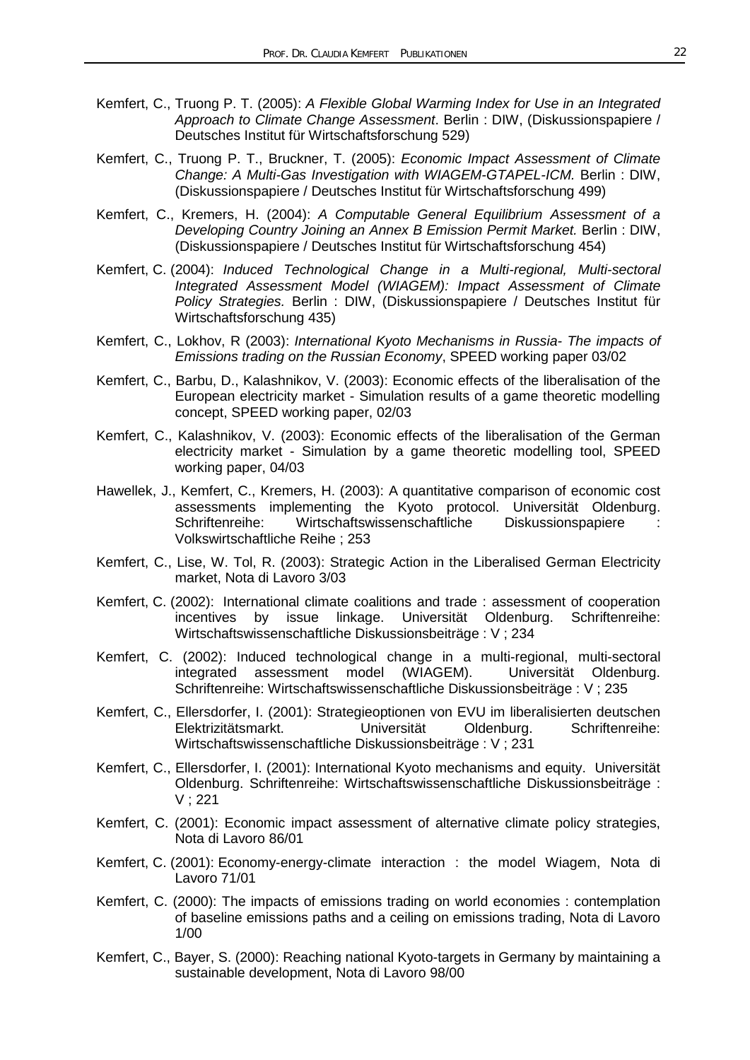Kemfert, C., Truong P. T. (2005): *A Flexible Global Warming Index for Use in an Integrated Approach to Climate Change Assessment*. Berlin : DIW, (Diskussionspapiere / Deutsches Institut für Wirtschaftsforschung 529)

Kemfert, C., Truong P. T., Bruckner, T. (2005): *Economic Impact Assessment of Climate Change: A Multi-Gas Investigation with WIAGEM-GTAPEL-ICM.* Berlin : DIW, (Diskussionspapiere / Deutsches Institut für Wirtschaftsforschung 499)

Kemfert, C., Kremers, H. (2004): *A Computable General Equilibrium Assessment of a Developing Country Joining an Annex B Emission Permit Market.* Berlin : DIW, (Diskussionspapiere / Deutsches Institut für Wirtschaftsforschung 454)

Kemfert, C. (2004): *Induced Technological Change in a Multi-regional, Multi-sectoral Integrated Assessment Model (WIAGEM): Impact Assessment of Climate Policy Strategies.* Berlin : DIW, (Diskussionspapiere / Deutsches Institut für Wirtschaftsforschung 435)

Kemfert, C., Lokhov, R (2003): *International Kyoto Mechanisms in Russia- The impacts of Emissions trading on the Russian Economy*, SPEED working paper 03/02

Kemfert, C., Barbu, D., Kalashnikov, V. (2003): Economic effects of the liberalisation of the European electricity market - Simulation results of a game theoretic modelling concept, SPEED working paper, 02/03

Kemfert, C., Kalashnikov, V. (2003): Economic effects of the liberalisation of the German electricity market - Simulation by a game theoretic modelling tool, SPEED working paper, 04/03

Hawellek, J., Kemfert, C., Kremers, H. (2003): A quantitative comparison of economic cost assessments implementing the Kyoto protocol. Universität Oldenburg. Schriftenreihe: Wirtschaftswissenschaftliche Diskussionspapiere : Volkswirtschaftliche Reihe ; 253

Kemfert, C., Lise, W. Tol, R. (2003): Strategic Action in the Liberalised German Electricity market, Nota di Lavoro 3/03

Kemfert, C. (2002): International climate coalitions and trade : assessment of cooperation incentives by issue linkage. Universität Oldenburg. Schriftenreihe: Wirtschaftswissenschaftliche Diskussionsbeiträge : V ; 234

Kemfert, C. (2002): Induced technological change in a multi-regional, multi-sectoral integrated assessment model (WIAGEM). Universität Oldenburg. Schriftenreihe: Wirtschaftswissenschaftliche Diskussionsbeiträge : V ; 235

Kemfert, C., Ellersdorfer, I. (2001): Strategieoptionen von EVU im liberalisierten deutschen Elektrizitätsmarkt. Universität Oldenburg. Schriftenreihe: Wirtschaftswissenschaftliche Diskussionsbeiträge : V ; 231

Kemfert, C., Ellersdorfer, I. (2001): International Kyoto mechanisms and equity. Universität Oldenburg. Schriftenreihe: Wirtschaftswissenschaftliche Diskussionsbeiträge : V ; 221

Kemfert, C. (2001): Economic impact assessment of alternative climate policy strategies, Nota di Lavoro 86/01

Kemfert, C. (2001): Economy-energy-climate interaction : the model Wiagem, Nota di Lavoro 71/01

Kemfert, C. (2000): The impacts of emissions trading on world economies : contemplation of baseline emissions paths and a ceiling on emissions trading, Nota di Lavoro 1/00

Kemfert, C., Bayer, S. (2000): Reaching national Kyoto-targets in Germany by maintaining a sustainable development, Nota di Lavoro 98/00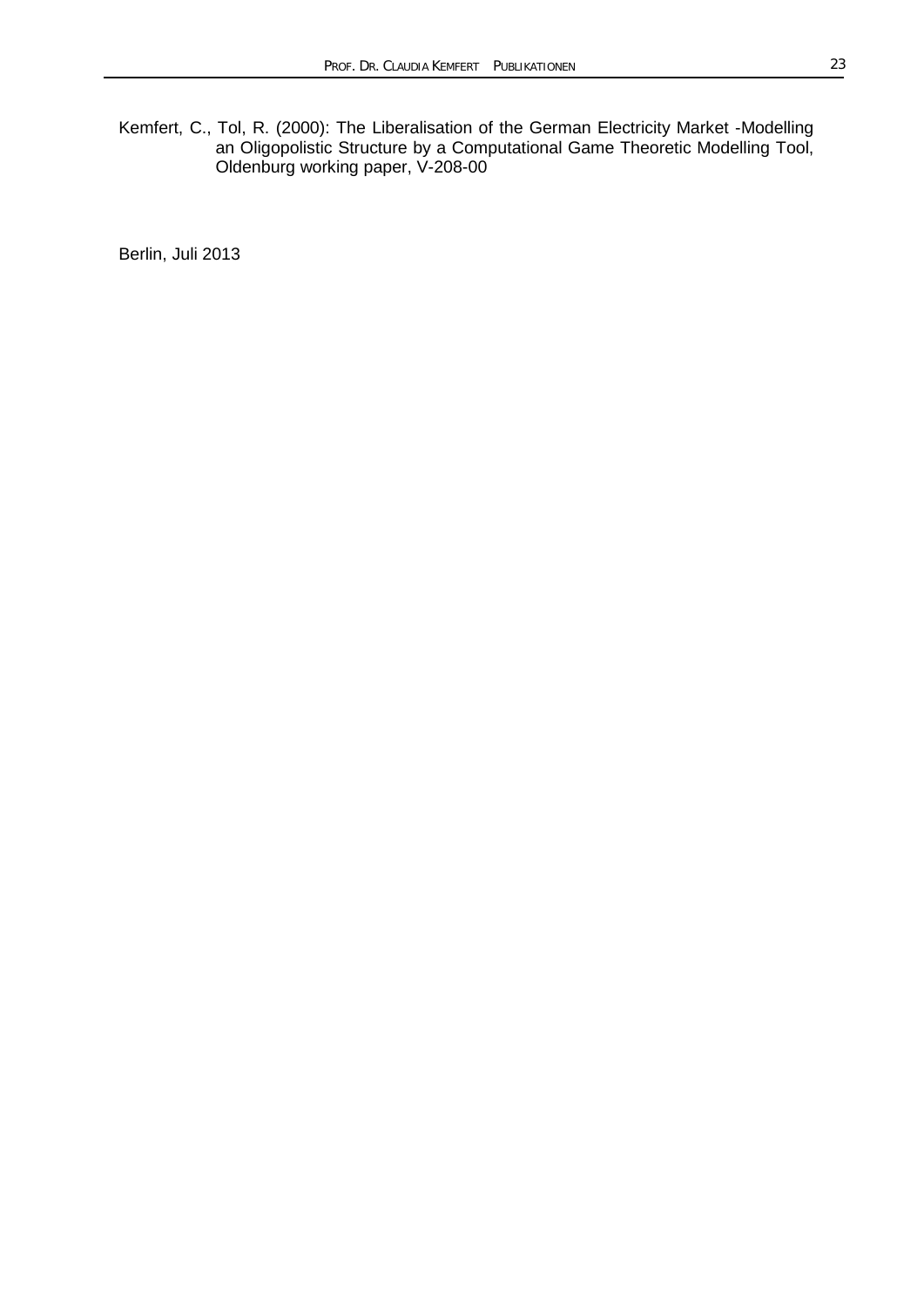Kemfert, C., Tol, R. (2000): The Liberalisation of the German Electricity Market -Modelling an Oligopolistic Structure by a Computational Game Theoretic Modelling Tool, Oldenburg working paper, V-208-00

Berlin, Juli 2013